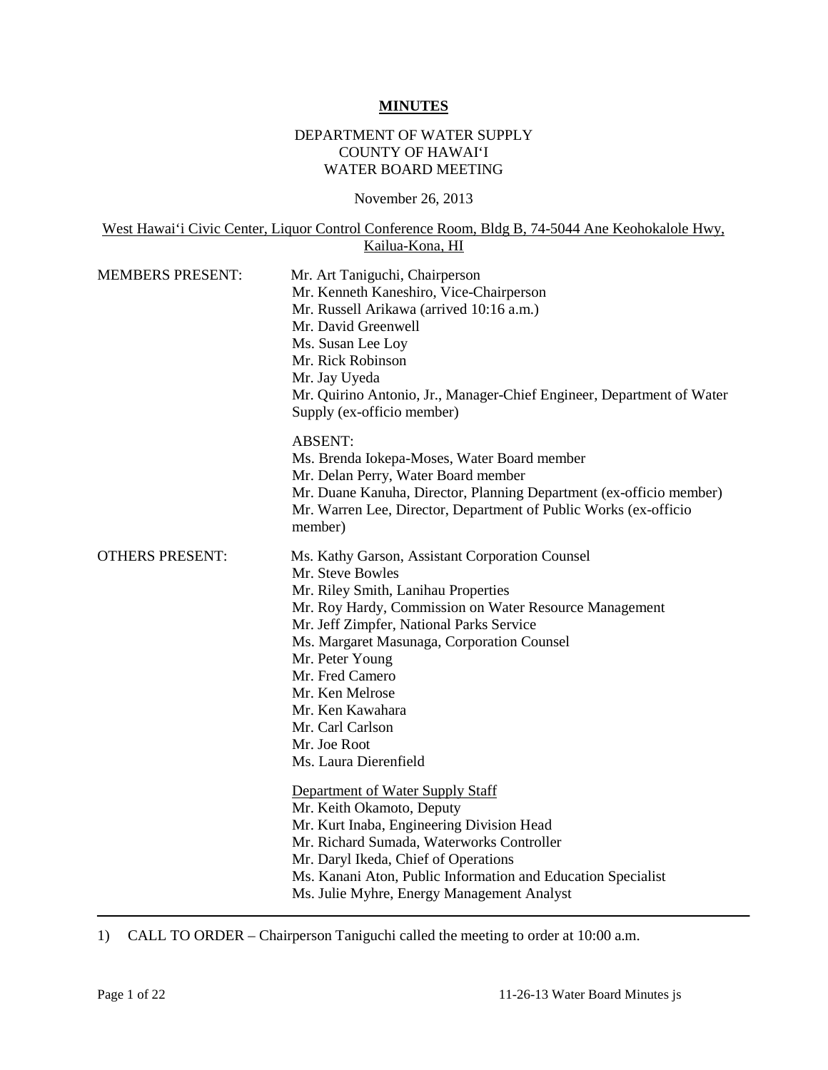# MINUTES

DEPARTMENT OF WATER SUPPLY
COUNTY OF HAWAI'I
WATER BOARD MEETING

November 26, 2013

West Hawai'i Civic Center, Liquor Control Conference Room, Bldg B, 74-5044 Ane Keohokalole Hwy, Kailua-Kona, HI

MEMBERS PRESENT:

Mr. Art Taniguchi, Chairperson
Mr. Kenneth Kaneshiro, Vice-Chairperson
Mr. Russell Arikawa (arrived 10:16 a.m.)
Mr. David Greenwell
Ms. Susan Lee Loy
Mr. Rick Robinson
Mr. Jay Uyeda
Mr. Quirino Antonio, Jr., Manager-Chief Engineer, Department of Water Supply (ex-officio member)

ABSENT:
Ms. Brenda Iokepa-Moses, Water Board member
Mr. Delan Perry, Water Board member
Mr. Duane Kanuha, Director, Planning Department (ex-officio member)
Mr. Warren Lee, Director, Department of Public Works (ex-officio member)

OTHERS PRESENT:

Ms. Kathy Garson, Assistant Corporation Counsel
Mr. Steve Bowles
Mr. Riley Smith, Lanihau Properties
Mr. Roy Hardy, Commission on Water Resource Management
Mr. Jeff Zimpfer, National Parks Service
Ms. Margaret Masunaga, Corporation Counsel
Mr. Peter Young
Mr. Fred Camero
Mr. Ken Melrose
Mr. Ken Kawahara
Mr. Carl Carlson
Mr. Joe Root
Ms. Laura Dierenfield

Department of Water Supply Staff
Mr. Keith Okamoto, Deputy
Mr. Kurt Inaba, Engineering Division Head
Mr. Richard Sumada, Waterworks Controller
Mr. Daryl Ikeda, Chief of Operations
Ms. Kanani Aton, Public Information and Education Specialist
Ms. Julie Myhre, Energy Management Analyst

---

1) CALL TO ORDER – Chairperson Taniguchi called the meeting to order at 10:00 a.m.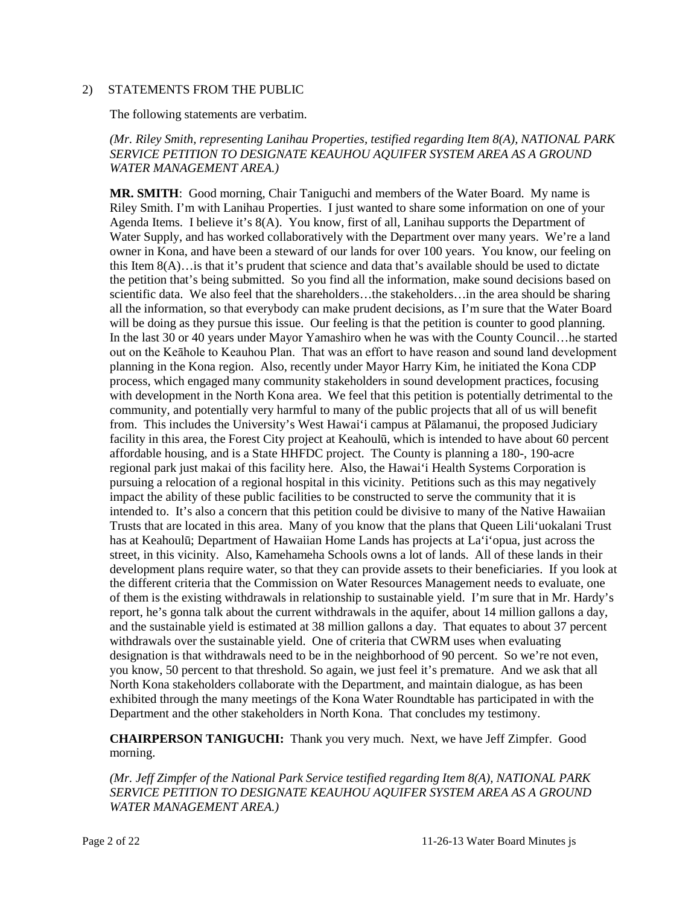2) STATEMENTS FROM THE PUBLIC

The following statements are verbatim.

*(Mr. Riley Smith, representing Lanihau Properties, testified regarding Item 8(A), NATIONAL PARK SERVICE PETITION TO DESIGNATE KEAUHOU AQUIFER SYSTEM AREA AS A GROUND WATER MANAGEMENT AREA.)*

**MR. SMITH**: Good morning, Chair Taniguchi and members of the Water Board. My name is Riley Smith. I'm with Lanihau Properties. I just wanted to share some information on one of your Agenda Items. I believe it's 8(A). You know, first of all, Lanihau supports the Department of Water Supply, and has worked collaboratively with the Department over many years. We're a land owner in Kona, and have been a steward of our lands for over 100 years. You know, our feeling on this Item 8(A)…is that it's prudent that science and data that's available should be used to dictate the petition that's being submitted. So you find all the information, make sound decisions based on scientific data. We also feel that the shareholders…the stakeholders…in the area should be sharing all the information, so that everybody can make prudent decisions, as I'm sure that the Water Board will be doing as they pursue this issue. Our feeling is that the petition is counter to good planning. In the last 30 or 40 years under Mayor Yamashiro when he was with the County Council…he started out on the Keāhole to Keauhou Plan. That was an effort to have reason and sound land development planning in the Kona region. Also, recently under Mayor Harry Kim, he initiated the Kona CDP process, which engaged many community stakeholders in sound development practices, focusing with development in the North Kona area. We feel that this petition is potentially detrimental to the community, and potentially very harmful to many of the public projects that all of us will benefit from. This includes the University's West Hawai'i campus at Pālamanui, the proposed Judiciary facility in this area, the Forest City project at Keahoulū, which is intended to have about 60 percent affordable housing, and is a State HHFDC project. The County is planning a 180-, 190-acre regional park just makai of this facility here. Also, the Hawai'i Health Systems Corporation is pursuing a relocation of a regional hospital in this vicinity. Petitions such as this may negatively impact the ability of these public facilities to be constructed to serve the community that it is intended to. It's also a concern that this petition could be divisive to many of the Native Hawaiian Trusts that are located in this area. Many of you know that the plans that Queen Lili'uokalani Trust has at Keahoulū; Department of Hawaiian Home Lands has projects at La'i'opua, just across the street, in this vicinity. Also, Kamehameha Schools owns a lot of lands. All of these lands in their development plans require water, so that they can provide assets to their beneficiaries. If you look at the different criteria that the Commission on Water Resources Management needs to evaluate, one of them is the existing withdrawals in relationship to sustainable yield. I'm sure that in Mr. Hardy's report, he's gonna talk about the current withdrawals in the aquifer, about 14 million gallons a day, and the sustainable yield is estimated at 38 million gallons a day. That equates to about 37 percent withdrawals over the sustainable yield. One of criteria that CWRM uses when evaluating designation is that withdrawals need to be in the neighborhood of 90 percent. So we're not even, you know, 50 percent to that threshold. So again, we just feel it's premature. And we ask that all North Kona stakeholders collaborate with the Department, and maintain dialogue, as has been exhibited through the many meetings of the Kona Water Roundtable has participated in with the Department and the other stakeholders in North Kona. That concludes my testimony.

**CHAIRPERSON TANIGUCHI:** Thank you very much. Next, we have Jeff Zimpfer. Good morning.

*(Mr. Jeff Zimpfer of the National Park Service testified regarding Item 8(A), NATIONAL PARK SERVICE PETITION TO DESIGNATE KEAUHOU AQUIFER SYSTEM AREA AS A GROUND WATER MANAGEMENT AREA.)*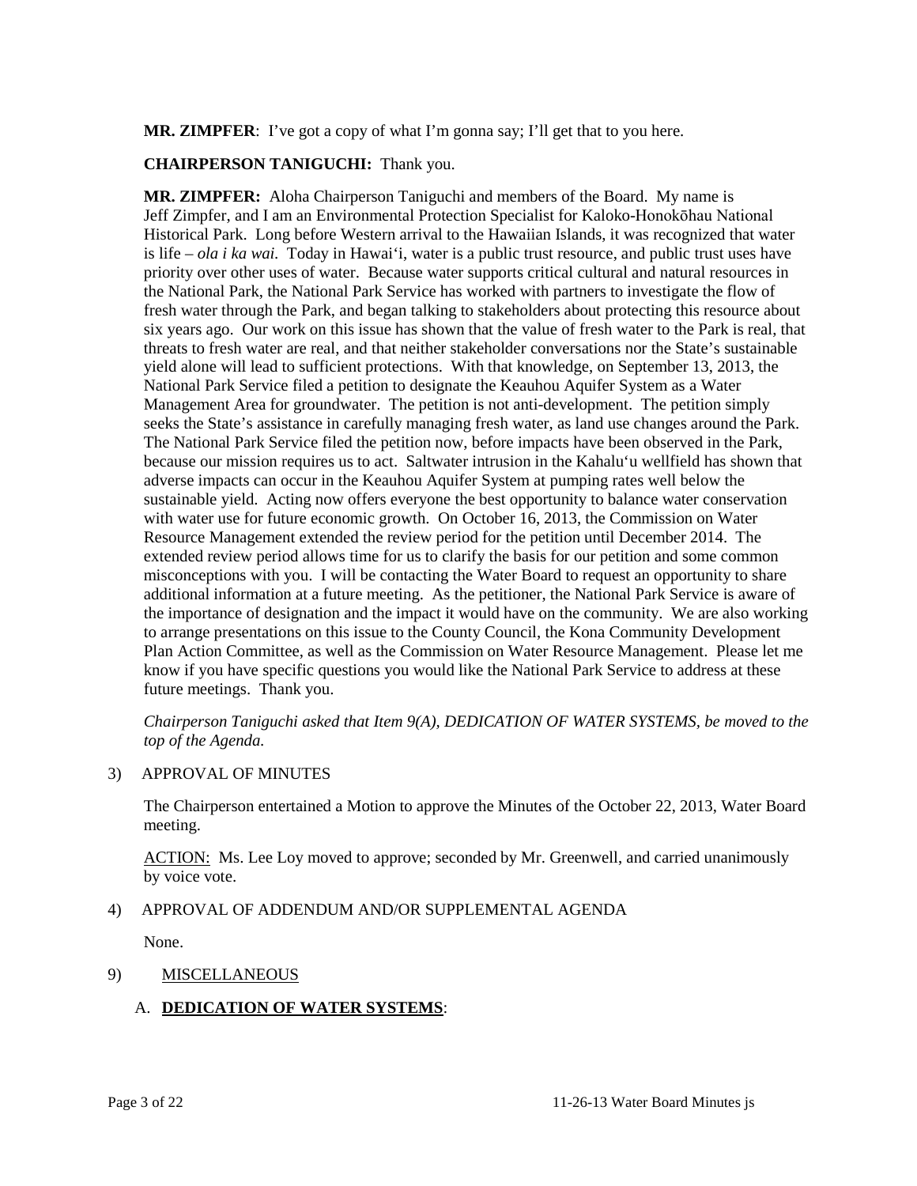**MR. ZIMPFER**: I've got a copy of what I'm gonna say; I'll get that to you here.

**CHAIRPERSON TANIGUCHI:** Thank you.

**MR. ZIMPFER:** Aloha Chairperson Taniguchi and members of the Board. My name is Jeff Zimpfer, and I am an Environmental Protection Specialist for Kaloko-Honokōhau National Historical Park. Long before Western arrival to the Hawaiian Islands, it was recognized that water is life – *ola i ka wai*. Today in Hawai'i, water is a public trust resource, and public trust uses have priority over other uses of water. Because water supports critical cultural and natural resources in the National Park, the National Park Service has worked with partners to investigate the flow of fresh water through the Park, and began talking to stakeholders about protecting this resource about six years ago. Our work on this issue has shown that the value of fresh water to the Park is real, that threats to fresh water are real, and that neither stakeholder conversations nor the State's sustainable yield alone will lead to sufficient protections. With that knowledge, on September 13, 2013, the National Park Service filed a petition to designate the Keauhou Aquifer System as a Water Management Area for groundwater. The petition is not anti-development. The petition simply seeks the State's assistance in carefully managing fresh water, as land use changes around the Park. The National Park Service filed the petition now, before impacts have been observed in the Park, because our mission requires us to act. Saltwater intrusion in the Kahalu'u wellfield has shown that adverse impacts can occur in the Keauhou Aquifer System at pumping rates well below the sustainable yield. Acting now offers everyone the best opportunity to balance water conservation with water use for future economic growth. On October 16, 2013, the Commission on Water Resource Management extended the review period for the petition until December 2014. The extended review period allows time for us to clarify the basis for our petition and some common misconceptions with you. I will be contacting the Water Board to request an opportunity to share additional information at a future meeting. As the petitioner, the National Park Service is aware of the importance of designation and the impact it would have on the community. We are also working to arrange presentations on this issue to the County Council, the Kona Community Development Plan Action Committee, as well as the Commission on Water Resource Management. Please let me know if you have specific questions you would like the National Park Service to address at these future meetings. Thank you.

*Chairperson Taniguchi asked that Item 9(A), DEDICATION OF WATER SYSTEMS, be moved to the top of the Agenda.*

3) APPROVAL OF MINUTES

The Chairperson entertained a Motion to approve the Minutes of the October 22, 2013, Water Board meeting.

ACTION: Ms. Lee Loy moved to approve; seconded by Mr. Greenwell, and carried unanimously by voice vote.

4) APPROVAL OF ADDENDUM AND/OR SUPPLEMENTAL AGENDA

None.

9) MISCELLANEOUS

A. **DEDICATION OF WATER SYSTEMS**: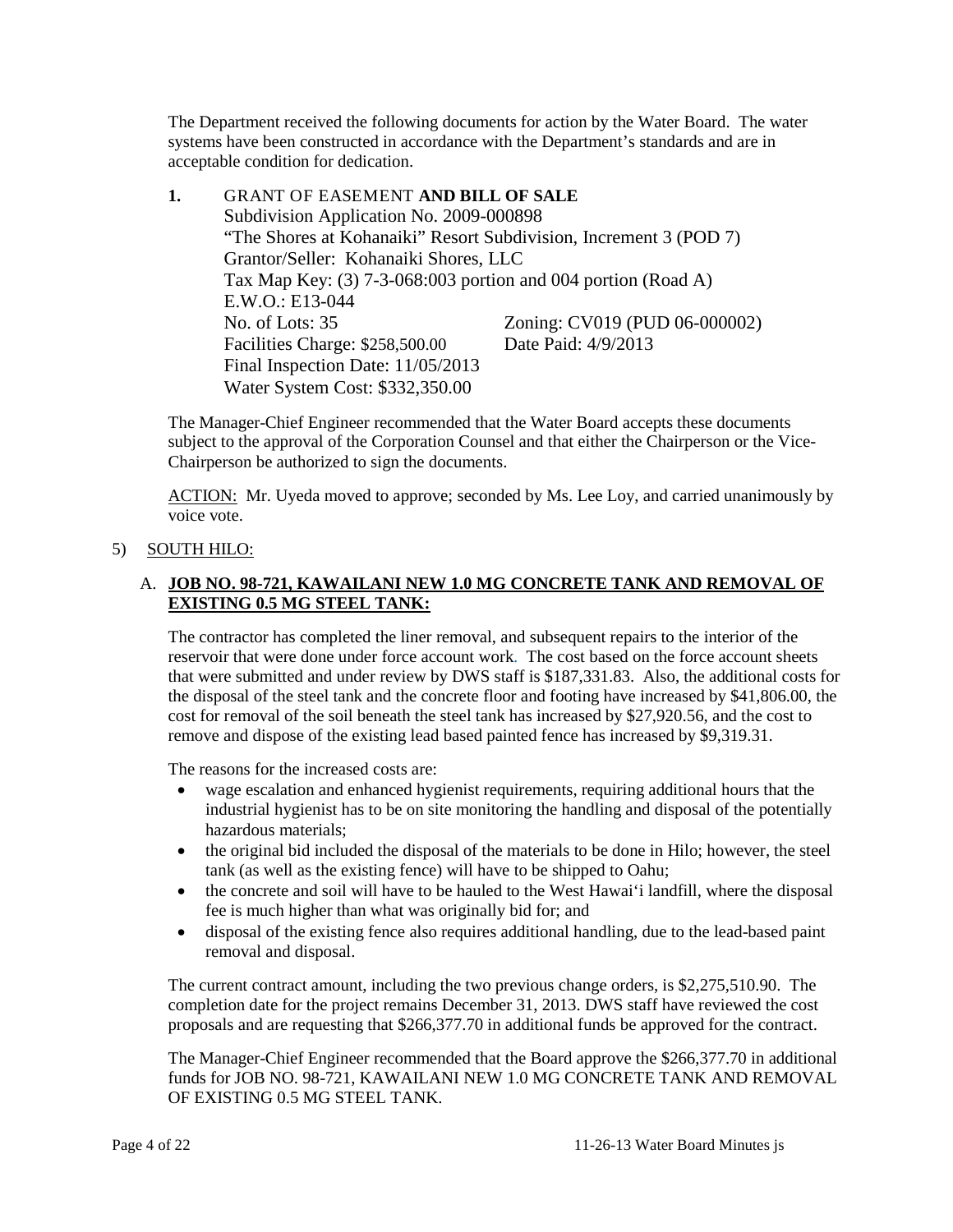The Department received the following documents for action by the Water Board. The water systems have been constructed in accordance with the Department's standards and are in acceptable condition for dedication.

**1.** GRANT OF EASEMENT **AND BILL OF SALE**
Subdivision Application No. 2009-000898
"The Shores at Kohanaiki" Resort Subdivision, Increment 3 (POD 7)
Grantor/Seller: Kohanaiki Shores, LLC
Tax Map Key: (3) 7-3-068:003 portion and 004 portion (Road A)
E.W.O.: E13-044
No. of Lots: 35 Zoning: CV019 (PUD 06-000002)
Facilities Charge: $258,500.00 Date Paid: 4/9/2013
Final Inspection Date: 11/05/2013
Water System Cost: $332,350.00

The Manager-Chief Engineer recommended that the Water Board accepts these documents subject to the approval of the Corporation Counsel and that either the Chairperson or the Vice-Chairperson be authorized to sign the documents.

ACTION: Mr. Uyeda moved to approve; seconded by Ms. Lee Loy, and carried unanimously by voice vote.

5) SOUTH HILO:

A. **JOB NO. 98-721, KAWAILANI NEW 1.0 MG CONCRETE TANK AND REMOVAL OF EXISTING 0.5 MG STEEL TANK:**

The contractor has completed the liner removal, and subsequent repairs to the interior of the reservoir that were done under force account work. The cost based on the force account sheets that were submitted and under review by DWS staff is $187,331.83. Also, the additional costs for the disposal of the steel tank and the concrete floor and footing have increased by $41,806.00, the cost for removal of the soil beneath the steel tank has increased by $27,920.56, and the cost to remove and dispose of the existing lead based painted fence has increased by $9,319.31.

The reasons for the increased costs are:

- wage escalation and enhanced hygienist requirements, requiring additional hours that the industrial hygienist has to be on site monitoring the handling and disposal of the potentially hazardous materials;
- the original bid included the disposal of the materials to be done in Hilo; however, the steel tank (as well as the existing fence) will have to be shipped to Oahu;
- the concrete and soil will have to be hauled to the West Hawai'i landfill, where the disposal fee is much higher than what was originally bid for; and
- disposal of the existing fence also requires additional handling, due to the lead-based paint removal and disposal.

The current contract amount, including the two previous change orders, is $2,275,510.90. The completion date for the project remains December 31, 2013. DWS staff have reviewed the cost proposals and are requesting that $266,377.70 in additional funds be approved for the contract.

The Manager-Chief Engineer recommended that the Board approve the $266,377.70 in additional funds for JOB NO. 98-721, KAWAILANI NEW 1.0 MG CONCRETE TANK AND REMOVAL OF EXISTING 0.5 MG STEEL TANK.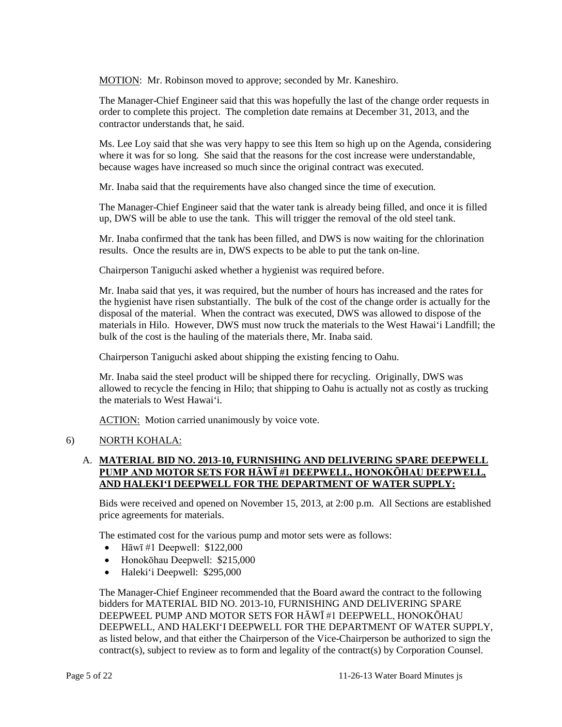MOTION: Mr. Robinson moved to approve; seconded by Mr. Kaneshiro.

The Manager-Chief Engineer said that this was hopefully the last of the change order requests in order to complete this project. The completion date remains at December 31, 2013, and the contractor understands that, he said.

Ms. Lee Loy said that she was very happy to see this Item so high up on the Agenda, considering where it was for so long. She said that the reasons for the cost increase were understandable, because wages have increased so much since the original contract was executed.

Mr. Inaba said that the requirements have also changed since the time of execution.

The Manager-Chief Engineer said that the water tank is already being filled, and once it is filled up, DWS will be able to use the tank. This will trigger the removal of the old steel tank.

Mr. Inaba confirmed that the tank has been filled, and DWS is now waiting for the chlorination results. Once the results are in, DWS expects to be able to put the tank on-line.

Chairperson Taniguchi asked whether a hygienist was required before.

Mr. Inaba said that yes, it was required, but the number of hours has increased and the rates for the hygienist have risen substantially. The bulk of the cost of the change order is actually for the disposal of the material. When the contract was executed, DWS was allowed to dispose of the materials in Hilo. However, DWS must now truck the materials to the West Hawai‘i Landfill; the bulk of the cost is the hauling of the materials there, Mr. Inaba said.

Chairperson Taniguchi asked about shipping the existing fencing to Oahu.

Mr. Inaba said the steel product will be shipped there for recycling. Originally, DWS was allowed to recycle the fencing in Hilo; that shipping to Oahu is actually not as costly as trucking the materials to West Hawai‘i.

ACTION: Motion carried unanimously by voice vote.

6) NORTH KOHALA:

A. **MATERIAL BID NO. 2013-10, FURNISHING AND DELIVERING SPARE DEEPWELL PUMP AND MOTOR SETS FOR HĀWĪ #1 DEEPWELL, HONOKŌHAU DEEPWELL, AND HALEKI‘I DEEPWELL FOR THE DEPARTMENT OF WATER SUPPLY:**

Bids were received and opened on November 15, 2013, at 2:00 p.m. All Sections are established price agreements for materials.

The estimated cost for the various pump and motor sets were as follows:

- Hāwī #1 Deepwell: $122,000
- Honokōhau Deepwell: $215,000
- Haleki‘i Deepwell: $295,000

The Manager-Chief Engineer recommended that the Board award the contract to the following bidders for MATERIAL BID NO. 2013-10, FURNISHING AND DELIVERING SPARE DEEPWEEL PUMP AND MOTOR SETS FOR HĀWĪ #1 DEEPWELL, HONOKŌHAU DEEPWELL, AND HALEKI‘I DEEPWELL FOR THE DEPARTMENT OF WATER SUPPLY, as listed below, and that either the Chairperson of the Vice-Chairperson be authorized to sign the contract(s), subject to review as to form and legality of the contract(s) by Corporation Counsel.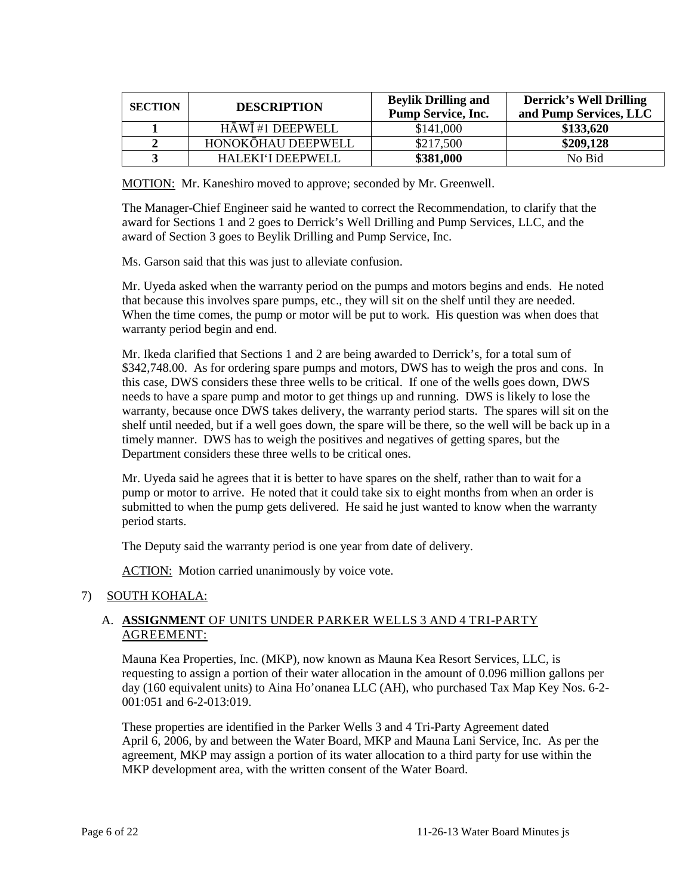| SECTION | DESCRIPTION | Beylik Drilling and Pump Service, Inc. | Derrick's Well Drilling and Pump Services, LLC |
|---|---|---|---|
| **1** | HĀWĪ #1 DEEPWELL | $141,000 | **$133,620** |
| **2** | HONOKŌHAU DEEPWELL | $217,500 | **$209,128** |
| **3** | HALEKI'I DEEPWELL | **$381,000** | No Bid |

MOTION: Mr. Kaneshiro moved to approve; seconded by Mr. Greenwell.

The Manager-Chief Engineer said he wanted to correct the Recommendation, to clarify that the award for Sections 1 and 2 goes to Derrick's Well Drilling and Pump Services, LLC, and the award of Section 3 goes to Beylik Drilling and Pump Service, Inc.

Ms. Garson said that this was just to alleviate confusion.

Mr. Uyeda asked when the warranty period on the pumps and motors begins and ends. He noted that because this involves spare pumps, etc., they will sit on the shelf until they are needed. When the time comes, the pump or motor will be put to work. His question was when does that warranty period begin and end.

Mr. Ikeda clarified that Sections 1 and 2 are being awarded to Derrick's, for a total sum of $342,748.00. As for ordering spare pumps and motors, DWS has to weigh the pros and cons. In this case, DWS considers these three wells to be critical. If one of the wells goes down, DWS needs to have a spare pump and motor to get things up and running. DWS is likely to lose the warranty, because once DWS takes delivery, the warranty period starts. The spares will sit on the shelf until needed, but if a well goes down, the spare will be there, so the well will be back up in a timely manner. DWS has to weigh the positives and negatives of getting spares, but the Department considers these three wells to be critical ones.

Mr. Uyeda said he agrees that it is better to have spares on the shelf, rather than to wait for a pump or motor to arrive. He noted that it could take six to eight months from when an order is submitted to when the pump gets delivered. He said he just wanted to know when the warranty period starts.

The Deputy said the warranty period is one year from date of delivery.

ACTION: Motion carried unanimously by voice vote.

7) SOUTH KOHALA:

A. **ASSIGNMENT** OF UNITS UNDER PARKER WELLS 3 AND 4 TRI-PARTY AGREEMENT:

Mauna Kea Properties, Inc. (MKP), now known as Mauna Kea Resort Services, LLC, is requesting to assign a portion of their water allocation in the amount of 0.096 million gallons per day (160 equivalent units) to Aina Ho'onanea LLC (AH), who purchased Tax Map Key Nos. 6-2-001:051 and 6-2-013:019.

These properties are identified in the Parker Wells 3 and 4 Tri-Party Agreement dated April 6, 2006, by and between the Water Board, MKP and Mauna Lani Service, Inc. As per the agreement, MKP may assign a portion of its water allocation to a third party for use within the MKP development area, with the written consent of the Water Board.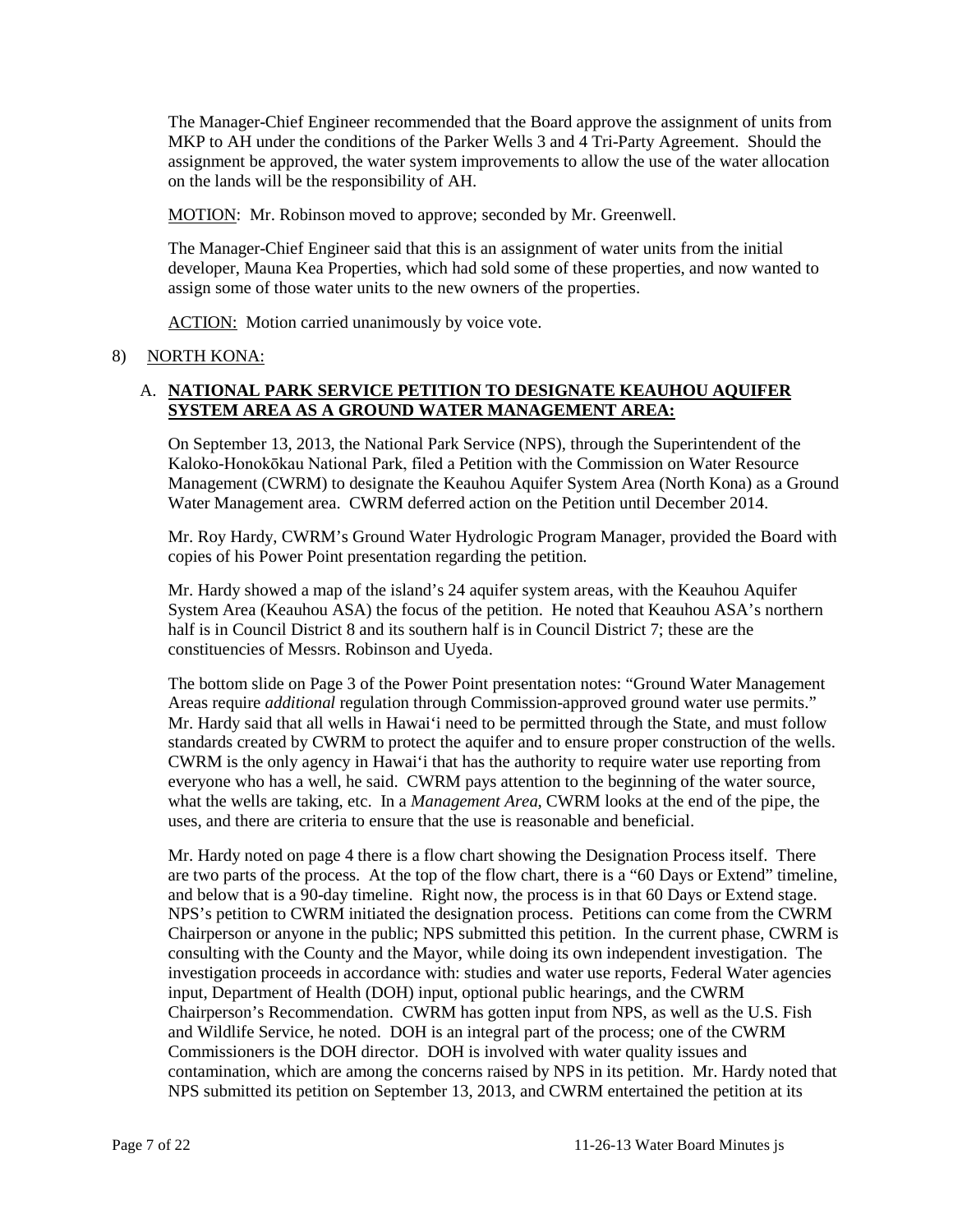The Manager-Chief Engineer recommended that the Board approve the assignment of units from MKP to AH under the conditions of the Parker Wells 3 and 4 Tri-Party Agreement. Should the assignment be approved, the water system improvements to allow the use of the water allocation on the lands will be the responsibility of AH.

MOTION: Mr. Robinson moved to approve; seconded by Mr. Greenwell.

The Manager-Chief Engineer said that this is an assignment of water units from the initial developer, Mauna Kea Properties, which had sold some of these properties, and now wanted to assign some of those water units to the new owners of the properties.

ACTION: Motion carried unanimously by voice vote.

8) NORTH KONA:

A. **NATIONAL PARK SERVICE PETITION TO DESIGNATE KEAUHOU AQUIFER SYSTEM AREA AS A GROUND WATER MANAGEMENT AREA:**

On September 13, 2013, the National Park Service (NPS), through the Superintendent of the Kaloko-Honokōkau National Park, filed a Petition with the Commission on Water Resource Management (CWRM) to designate the Keauhou Aquifer System Area (North Kona) as a Ground Water Management area. CWRM deferred action on the Petition until December 2014.

Mr. Roy Hardy, CWRM's Ground Water Hydrologic Program Manager, provided the Board with copies of his Power Point presentation regarding the petition.

Mr. Hardy showed a map of the island's 24 aquifer system areas, with the Keauhou Aquifer System Area (Keauhou ASA) the focus of the petition. He noted that Keauhou ASA's northern half is in Council District 8 and its southern half is in Council District 7; these are the constituencies of Messrs. Robinson and Uyeda.

The bottom slide on Page 3 of the Power Point presentation notes: "Ground Water Management Areas require *additional* regulation through Commission-approved ground water use permits." Mr. Hardy said that all wells in Hawai'i need to be permitted through the State, and must follow standards created by CWRM to protect the aquifer and to ensure proper construction of the wells. CWRM is the only agency in Hawai'i that has the authority to require water use reporting from everyone who has a well, he said. CWRM pays attention to the beginning of the water source, what the wells are taking, etc. In a *Management Area*, CWRM looks at the end of the pipe, the uses, and there are criteria to ensure that the use is reasonable and beneficial.

Mr. Hardy noted on page 4 there is a flow chart showing the Designation Process itself. There are two parts of the process. At the top of the flow chart, there is a "60 Days or Extend" timeline, and below that is a 90-day timeline. Right now, the process is in that 60 Days or Extend stage. NPS's petition to CWRM initiated the designation process. Petitions can come from the CWRM Chairperson or anyone in the public; NPS submitted this petition. In the current phase, CWRM is consulting with the County and the Mayor, while doing its own independent investigation. The investigation proceeds in accordance with: studies and water use reports, Federal Water agencies input, Department of Health (DOH) input, optional public hearings, and the CWRM Chairperson's Recommendation. CWRM has gotten input from NPS, as well as the U.S. Fish and Wildlife Service, he noted. DOH is an integral part of the process; one of the CWRM Commissioners is the DOH director. DOH is involved with water quality issues and contamination, which are among the concerns raised by NPS in its petition. Mr. Hardy noted that NPS submitted its petition on September 13, 2013, and CWRM entertained the petition at its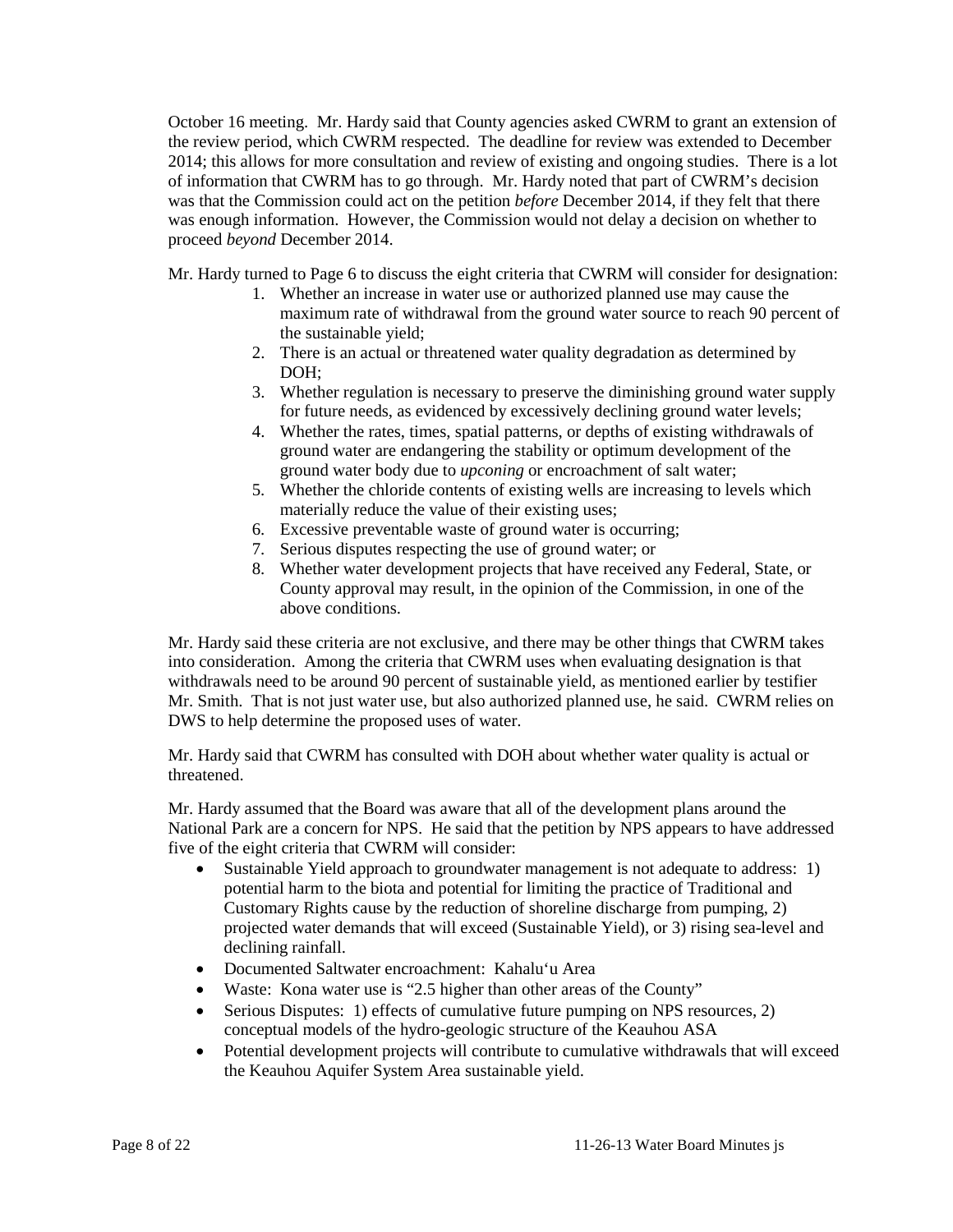October 16 meeting. Mr. Hardy said that County agencies asked CWRM to grant an extension of the review period, which CWRM respected. The deadline for review was extended to December 2014; this allows for more consultation and review of existing and ongoing studies. There is a lot of information that CWRM has to go through. Mr. Hardy noted that part of CWRM's decision was that the Commission could act on the petition *before* December 2014, if they felt that there was enough information. However, the Commission would not delay a decision on whether to proceed *beyond* December 2014.

Mr. Hardy turned to Page 6 to discuss the eight criteria that CWRM will consider for designation:

1. Whether an increase in water use or authorized planned use may cause the maximum rate of withdrawal from the ground water source to reach 90 percent of the sustainable yield;
2. There is an actual or threatened water quality degradation as determined by DOH;
3. Whether regulation is necessary to preserve the diminishing ground water supply for future needs, as evidenced by excessively declining ground water levels;
4. Whether the rates, times, spatial patterns, or depths of existing withdrawals of ground water are endangering the stability or optimum development of the ground water body due to *upconing* or encroachment of salt water;
5. Whether the chloride contents of existing wells are increasing to levels which materially reduce the value of their existing uses;
6. Excessive preventable waste of ground water is occurring;
7. Serious disputes respecting the use of ground water; or
8. Whether water development projects that have received any Federal, State, or County approval may result, in the opinion of the Commission, in one of the above conditions.

Mr. Hardy said these criteria are not exclusive, and there may be other things that CWRM takes into consideration. Among the criteria that CWRM uses when evaluating designation is that withdrawals need to be around 90 percent of sustainable yield, as mentioned earlier by testifier Mr. Smith. That is not just water use, but also authorized planned use, he said. CWRM relies on DWS to help determine the proposed uses of water.

Mr. Hardy said that CWRM has consulted with DOH about whether water quality is actual or threatened.

Mr. Hardy assumed that the Board was aware that all of the development plans around the National Park are a concern for NPS. He said that the petition by NPS appears to have addressed five of the eight criteria that CWRM will consider:

- Sustainable Yield approach to groundwater management is not adequate to address: 1) potential harm to the biota and potential for limiting the practice of Traditional and Customary Rights cause by the reduction of shoreline discharge from pumping, 2) projected water demands that will exceed (Sustainable Yield), or 3) rising sea-level and declining rainfall.
- Documented Saltwater encroachment: Kahaluʻu Area
- Waste: Kona water use is "2.5 higher than other areas of the County"
- Serious Disputes: 1) effects of cumulative future pumping on NPS resources, 2) conceptual models of the hydro-geologic structure of the Keauhou ASA
- Potential development projects will contribute to cumulative withdrawals that will exceed the Keauhou Aquifer System Area sustainable yield.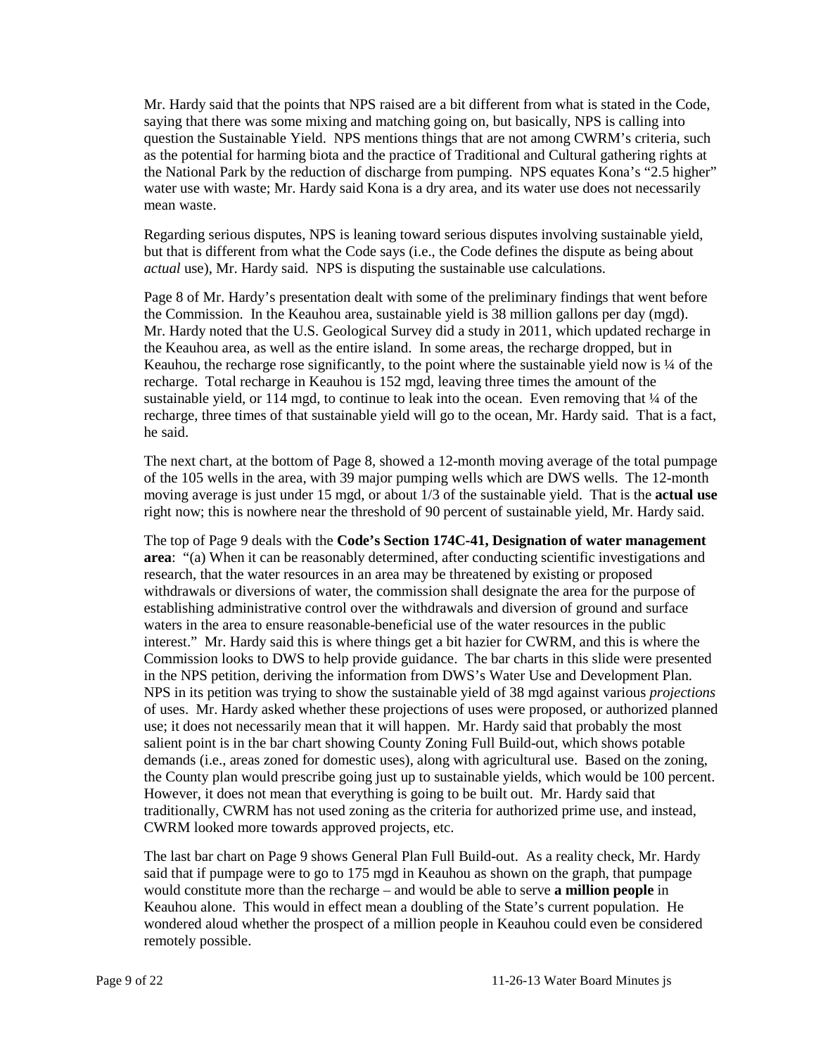Mr. Hardy said that the points that NPS raised are a bit different from what is stated in the Code, saying that there was some mixing and matching going on, but basically, NPS is calling into question the Sustainable Yield. NPS mentions things that are not among CWRM's criteria, such as the potential for harming biota and the practice of Traditional and Cultural gathering rights at the National Park by the reduction of discharge from pumping. NPS equates Kona's "2.5 higher" water use with waste; Mr. Hardy said Kona is a dry area, and its water use does not necessarily mean waste.

Regarding serious disputes, NPS is leaning toward serious disputes involving sustainable yield, but that is different from what the Code says (i.e., the Code defines the dispute as being about *actual* use), Mr. Hardy said. NPS is disputing the sustainable use calculations.

Page 8 of Mr. Hardy's presentation dealt with some of the preliminary findings that went before the Commission. In the Keauhou area, sustainable yield is 38 million gallons per day (mgd). Mr. Hardy noted that the U.S. Geological Survey did a study in 2011, which updated recharge in the Keauhou area, as well as the entire island. In some areas, the recharge dropped, but in Keauhou, the recharge rose significantly, to the point where the sustainable yield now is ¼ of the recharge. Total recharge in Keauhou is 152 mgd, leaving three times the amount of the sustainable yield, or 114 mgd, to continue to leak into the ocean. Even removing that ¼ of the recharge, three times of that sustainable yield will go to the ocean, Mr. Hardy said. That is a fact, he said.

The next chart, at the bottom of Page 8, showed a 12-month moving average of the total pumpage of the 105 wells in the area, with 39 major pumping wells which are DWS wells. The 12-month moving average is just under 15 mgd, or about 1/3 of the sustainable yield. That is the **actual use** right now; this is nowhere near the threshold of 90 percent of sustainable yield, Mr. Hardy said.

The top of Page 9 deals with the **Code's Section 174C-41, Designation of water management area**: "(a) When it can be reasonably determined, after conducting scientific investigations and research, that the water resources in an area may be threatened by existing or proposed withdrawals or diversions of water, the commission shall designate the area for the purpose of establishing administrative control over the withdrawals and diversion of ground and surface waters in the area to ensure reasonable-beneficial use of the water resources in the public interest." Mr. Hardy said this is where things get a bit hazier for CWRM, and this is where the Commission looks to DWS to help provide guidance. The bar charts in this slide were presented in the NPS petition, deriving the information from DWS's Water Use and Development Plan. NPS in its petition was trying to show the sustainable yield of 38 mgd against various *projections* of uses. Mr. Hardy asked whether these projections of uses were proposed, or authorized planned use; it does not necessarily mean that it will happen. Mr. Hardy said that probably the most salient point is in the bar chart showing County Zoning Full Build-out, which shows potable demands (i.e., areas zoned for domestic uses), along with agricultural use. Based on the zoning, the County plan would prescribe going just up to sustainable yields, which would be 100 percent. However, it does not mean that everything is going to be built out. Mr. Hardy said that traditionally, CWRM has not used zoning as the criteria for authorized prime use, and instead, CWRM looked more towards approved projects, etc.

The last bar chart on Page 9 shows General Plan Full Build-out. As a reality check, Mr. Hardy said that if pumpage were to go to 175 mgd in Keauhou as shown on the graph, that pumpage would constitute more than the recharge – and would be able to serve **a million people** in Keauhou alone. This would in effect mean a doubling of the State's current population. He wondered aloud whether the prospect of a million people in Keauhou could even be considered remotely possible.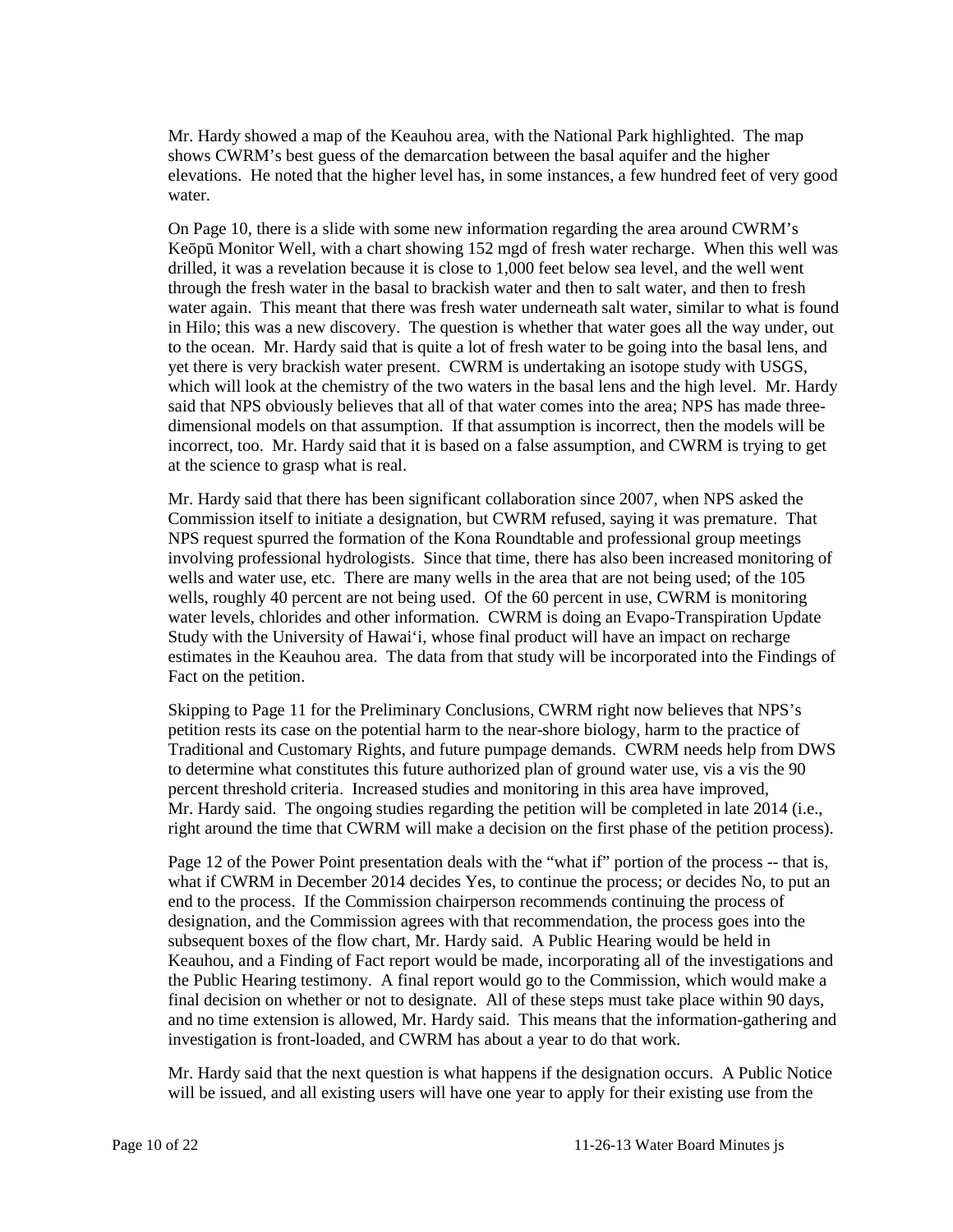Mr. Hardy showed a map of the Keauhou area, with the National Park highlighted. The map shows CWRM's best guess of the demarcation between the basal aquifer and the higher elevations. He noted that the higher level has, in some instances, a few hundred feet of very good water.

On Page 10, there is a slide with some new information regarding the area around CWRM's Keōpū Monitor Well, with a chart showing 152 mgd of fresh water recharge. When this well was drilled, it was a revelation because it is close to 1,000 feet below sea level, and the well went through the fresh water in the basal to brackish water and then to salt water, and then to fresh water again. This meant that there was fresh water underneath salt water, similar to what is found in Hilo; this was a new discovery. The question is whether that water goes all the way under, out to the ocean. Mr. Hardy said that is quite a lot of fresh water to be going into the basal lens, and yet there is very brackish water present. CWRM is undertaking an isotope study with USGS, which will look at the chemistry of the two waters in the basal lens and the high level. Mr. Hardy said that NPS obviously believes that all of that water comes into the area; NPS has made three-dimensional models on that assumption. If that assumption is incorrect, then the models will be incorrect, too. Mr. Hardy said that it is based on a false assumption, and CWRM is trying to get at the science to grasp what is real.

Mr. Hardy said that there has been significant collaboration since 2007, when NPS asked the Commission itself to initiate a designation, but CWRM refused, saying it was premature. That NPS request spurred the formation of the Kona Roundtable and professional group meetings involving professional hydrologists. Since that time, there has also been increased monitoring of wells and water use, etc. There are many wells in the area that are not being used; of the 105 wells, roughly 40 percent are not being used. Of the 60 percent in use, CWRM is monitoring water levels, chlorides and other information. CWRM is doing an Evapo-Transpiration Update Study with the University of Hawai'i, whose final product will have an impact on recharge estimates in the Keauhou area. The data from that study will be incorporated into the Findings of Fact on the petition.

Skipping to Page 11 for the Preliminary Conclusions, CWRM right now believes that NPS's petition rests its case on the potential harm to the near-shore biology, harm to the practice of Traditional and Customary Rights, and future pumpage demands. CWRM needs help from DWS to determine what constitutes this future authorized plan of ground water use, vis a vis the 90 percent threshold criteria. Increased studies and monitoring in this area have improved, Mr. Hardy said. The ongoing studies regarding the petition will be completed in late 2014 (i.e., right around the time that CWRM will make a decision on the first phase of the petition process).

Page 12 of the Power Point presentation deals with the "what if" portion of the process -- that is, what if CWRM in December 2014 decides Yes, to continue the process; or decides No, to put an end to the process. If the Commission chairperson recommends continuing the process of designation, and the Commission agrees with that recommendation, the process goes into the subsequent boxes of the flow chart, Mr. Hardy said. A Public Hearing would be held in Keauhou, and a Finding of Fact report would be made, incorporating all of the investigations and the Public Hearing testimony. A final report would go to the Commission, which would make a final decision on whether or not to designate. All of these steps must take place within 90 days, and no time extension is allowed, Mr. Hardy said. This means that the information-gathering and investigation is front-loaded, and CWRM has about a year to do that work.

Mr. Hardy said that the next question is what happens if the designation occurs. A Public Notice will be issued, and all existing users will have one year to apply for their existing use from the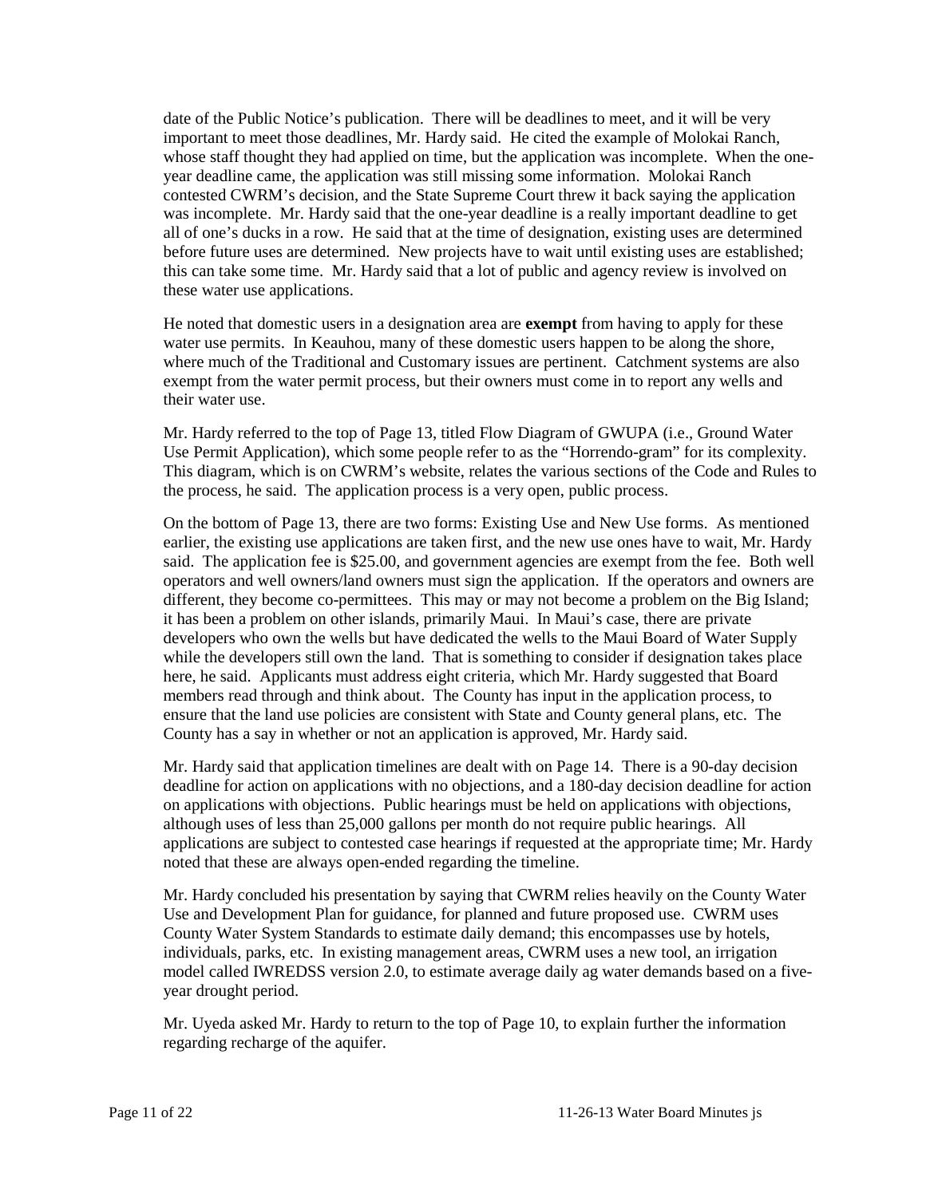date of the Public Notice's publication. There will be deadlines to meet, and it will be very important to meet those deadlines, Mr. Hardy said. He cited the example of Molokai Ranch, whose staff thought they had applied on time, but the application was incomplete. When the one-year deadline came, the application was still missing some information. Molokai Ranch contested CWRM's decision, and the State Supreme Court threw it back saying the application was incomplete. Mr. Hardy said that the one-year deadline is a really important deadline to get all of one's ducks in a row. He said that at the time of designation, existing uses are determined before future uses are determined. New projects have to wait until existing uses are established; this can take some time. Mr. Hardy said that a lot of public and agency review is involved on these water use applications.

He noted that domestic users in a designation area are **exempt** from having to apply for these water use permits. In Keauhou, many of these domestic users happen to be along the shore, where much of the Traditional and Customary issues are pertinent. Catchment systems are also exempt from the water permit process, but their owners must come in to report any wells and their water use.

Mr. Hardy referred to the top of Page 13, titled Flow Diagram of GWUPA (i.e., Ground Water Use Permit Application), which some people refer to as the "Horrendo-gram" for its complexity. This diagram, which is on CWRM's website, relates the various sections of the Code and Rules to the process, he said. The application process is a very open, public process.

On the bottom of Page 13, there are two forms: Existing Use and New Use forms. As mentioned earlier, the existing use applications are taken first, and the new use ones have to wait, Mr. Hardy said. The application fee is $25.00, and government agencies are exempt from the fee. Both well operators and well owners/land owners must sign the application. If the operators and owners are different, they become co-permittees. This may or may not become a problem on the Big Island; it has been a problem on other islands, primarily Maui. In Maui's case, there are private developers who own the wells but have dedicated the wells to the Maui Board of Water Supply while the developers still own the land. That is something to consider if designation takes place here, he said. Applicants must address eight criteria, which Mr. Hardy suggested that Board members read through and think about. The County has input in the application process, to ensure that the land use policies are consistent with State and County general plans, etc. The County has a say in whether or not an application is approved, Mr. Hardy said.

Mr. Hardy said that application timelines are dealt with on Page 14. There is a 90-day decision deadline for action on applications with no objections, and a 180-day decision deadline for action on applications with objections. Public hearings must be held on applications with objections, although uses of less than 25,000 gallons per month do not require public hearings. All applications are subject to contested case hearings if requested at the appropriate time; Mr. Hardy noted that these are always open-ended regarding the timeline.

Mr. Hardy concluded his presentation by saying that CWRM relies heavily on the County Water Use and Development Plan for guidance, for planned and future proposed use. CWRM uses County Water System Standards to estimate daily demand; this encompasses use by hotels, individuals, parks, etc. In existing management areas, CWRM uses a new tool, an irrigation model called IWREDSS version 2.0, to estimate average daily ag water demands based on a five-year drought period.

Mr. Uyeda asked Mr. Hardy to return to the top of Page 10, to explain further the information regarding recharge of the aquifer.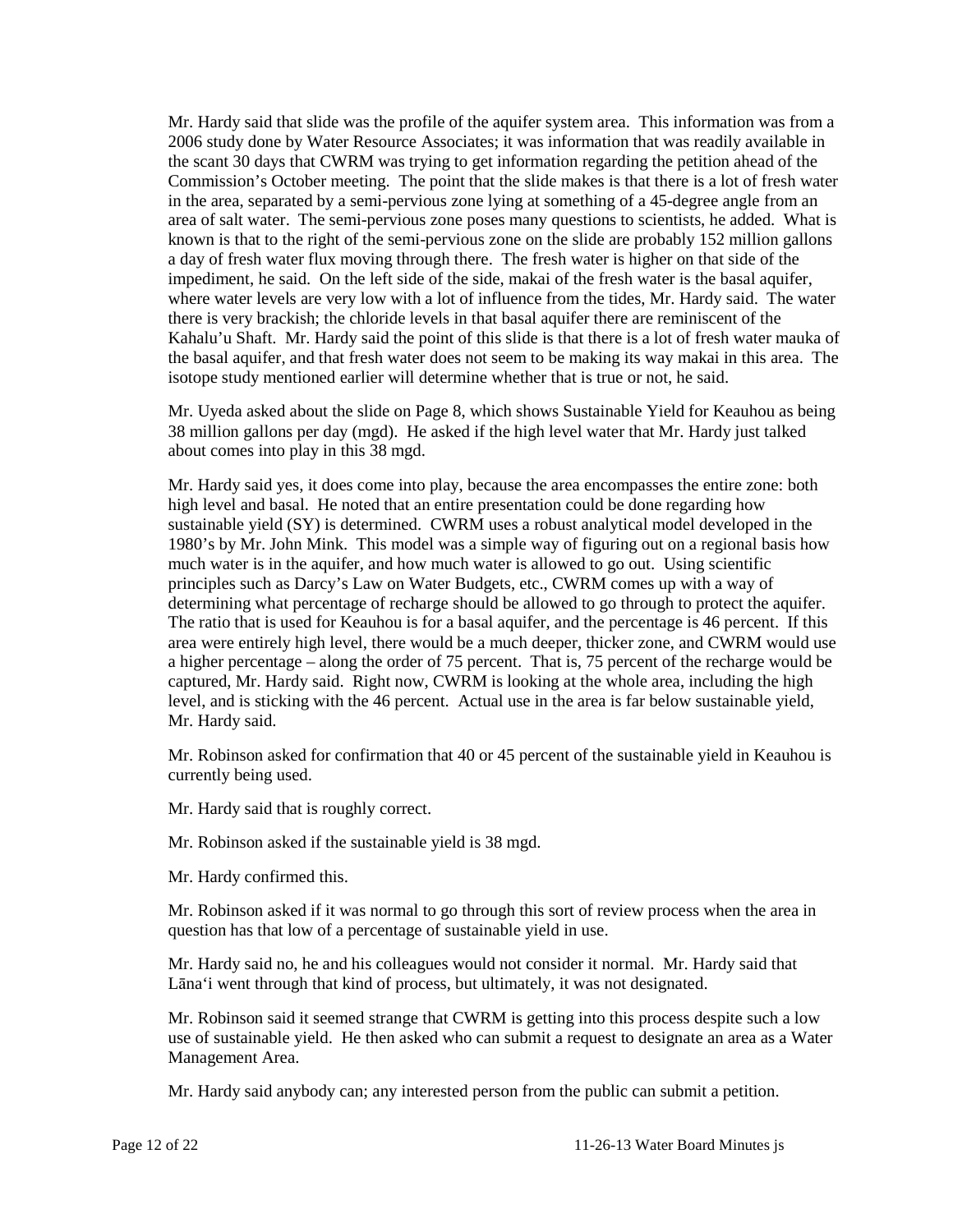Mr. Hardy said that slide was the profile of the aquifer system area. This information was from a 2006 study done by Water Resource Associates; it was information that was readily available in the scant 30 days that CWRM was trying to get information regarding the petition ahead of the Commission's October meeting. The point that the slide makes is that there is a lot of fresh water in the area, separated by a semi-pervious zone lying at something of a 45-degree angle from an area of salt water. The semi-pervious zone poses many questions to scientists, he added. What is known is that to the right of the semi-pervious zone on the slide are probably 152 million gallons a day of fresh water flux moving through there. The fresh water is higher on that side of the impediment, he said. On the left side of the side, makai of the fresh water is the basal aquifer, where water levels are very low with a lot of influence from the tides, Mr. Hardy said. The water there is very brackish; the chloride levels in that basal aquifer there are reminiscent of the Kahalu'u Shaft. Mr. Hardy said the point of this slide is that there is a lot of fresh water mauka of the basal aquifer, and that fresh water does not seem to be making its way makai in this area. The isotope study mentioned earlier will determine whether that is true or not, he said.

Mr. Uyeda asked about the slide on Page 8, which shows Sustainable Yield for Keauhou as being 38 million gallons per day (mgd). He asked if the high level water that Mr. Hardy just talked about comes into play in this 38 mgd.

Mr. Hardy said yes, it does come into play, because the area encompasses the entire zone: both high level and basal. He noted that an entire presentation could be done regarding how sustainable yield (SY) is determined. CWRM uses a robust analytical model developed in the 1980's by Mr. John Mink. This model was a simple way of figuring out on a regional basis how much water is in the aquifer, and how much water is allowed to go out. Using scientific principles such as Darcy's Law on Water Budgets, etc., CWRM comes up with a way of determining what percentage of recharge should be allowed to go through to protect the aquifer. The ratio that is used for Keauhou is for a basal aquifer, and the percentage is 46 percent. If this area were entirely high level, there would be a much deeper, thicker zone, and CWRM would use a higher percentage – along the order of 75 percent. That is, 75 percent of the recharge would be captured, Mr. Hardy said. Right now, CWRM is looking at the whole area, including the high level, and is sticking with the 46 percent. Actual use in the area is far below sustainable yield, Mr. Hardy said.

Mr. Robinson asked for confirmation that 40 or 45 percent of the sustainable yield in Keauhou is currently being used.

Mr. Hardy said that is roughly correct.

Mr. Robinson asked if the sustainable yield is 38 mgd.

Mr. Hardy confirmed this.

Mr. Robinson asked if it was normal to go through this sort of review process when the area in question has that low of a percentage of sustainable yield in use.

Mr. Hardy said no, he and his colleagues would not consider it normal. Mr. Hardy said that Lāna'i went through that kind of process, but ultimately, it was not designated.

Mr. Robinson said it seemed strange that CWRM is getting into this process despite such a low use of sustainable yield. He then asked who can submit a request to designate an area as a Water Management Area.

Mr. Hardy said anybody can; any interested person from the public can submit a petition.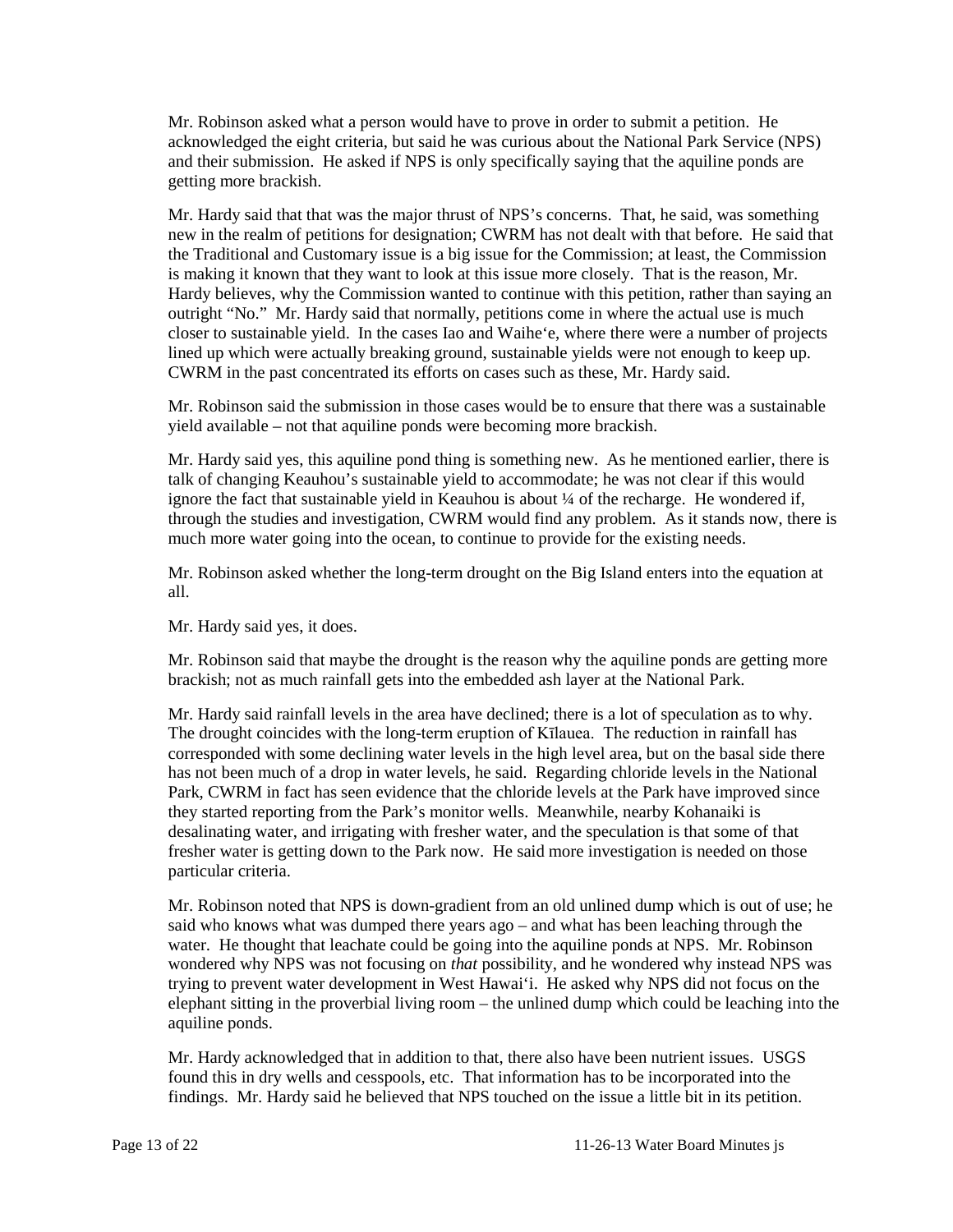Mr. Robinson asked what a person would have to prove in order to submit a petition. He acknowledged the eight criteria, but said he was curious about the National Park Service (NPS) and their submission. He asked if NPS is only specifically saying that the aquiline ponds are getting more brackish.

Mr. Hardy said that that was the major thrust of NPS's concerns. That, he said, was something new in the realm of petitions for designation; CWRM has not dealt with that before. He said that the Traditional and Customary issue is a big issue for the Commission; at least, the Commission is making it known that they want to look at this issue more closely. That is the reason, Mr. Hardy believes, why the Commission wanted to continue with this petition, rather than saying an outright "No." Mr. Hardy said that normally, petitions come in where the actual use is much closer to sustainable yield. In the cases Iao and Waihe'e, where there were a number of projects lined up which were actually breaking ground, sustainable yields were not enough to keep up. CWRM in the past concentrated its efforts on cases such as these, Mr. Hardy said.

Mr. Robinson said the submission in those cases would be to ensure that there was a sustainable yield available – not that aquiline ponds were becoming more brackish.

Mr. Hardy said yes, this aquiline pond thing is something new. As he mentioned earlier, there is talk of changing Keauhou's sustainable yield to accommodate; he was not clear if this would ignore the fact that sustainable yield in Keauhou is about ¼ of the recharge. He wondered if, through the studies and investigation, CWRM would find any problem. As it stands now, there is much more water going into the ocean, to continue to provide for the existing needs.

Mr. Robinson asked whether the long-term drought on the Big Island enters into the equation at all.

Mr. Hardy said yes, it does.

Mr. Robinson said that maybe the drought is the reason why the aquiline ponds are getting more brackish; not as much rainfall gets into the embedded ash layer at the National Park.

Mr. Hardy said rainfall levels in the area have declined; there is a lot of speculation as to why. The drought coincides with the long-term eruption of Kīlauea. The reduction in rainfall has corresponded with some declining water levels in the high level area, but on the basal side there has not been much of a drop in water levels, he said. Regarding chloride levels in the National Park, CWRM in fact has seen evidence that the chloride levels at the Park have improved since they started reporting from the Park's monitor wells. Meanwhile, nearby Kohanaiki is desalinating water, and irrigating with fresher water, and the speculation is that some of that fresher water is getting down to the Park now. He said more investigation is needed on those particular criteria.

Mr. Robinson noted that NPS is down-gradient from an old unlined dump which is out of use; he said who knows what was dumped there years ago – and what has been leaching through the water. He thought that leachate could be going into the aquiline ponds at NPS. Mr. Robinson wondered why NPS was not focusing on *that* possibility, and he wondered why instead NPS was trying to prevent water development in West Hawai'i. He asked why NPS did not focus on the elephant sitting in the proverbial living room – the unlined dump which could be leaching into the aquiline ponds.

Mr. Hardy acknowledged that in addition to that, there also have been nutrient issues. USGS found this in dry wells and cesspools, etc. That information has to be incorporated into the findings. Mr. Hardy said he believed that NPS touched on the issue a little bit in its petition.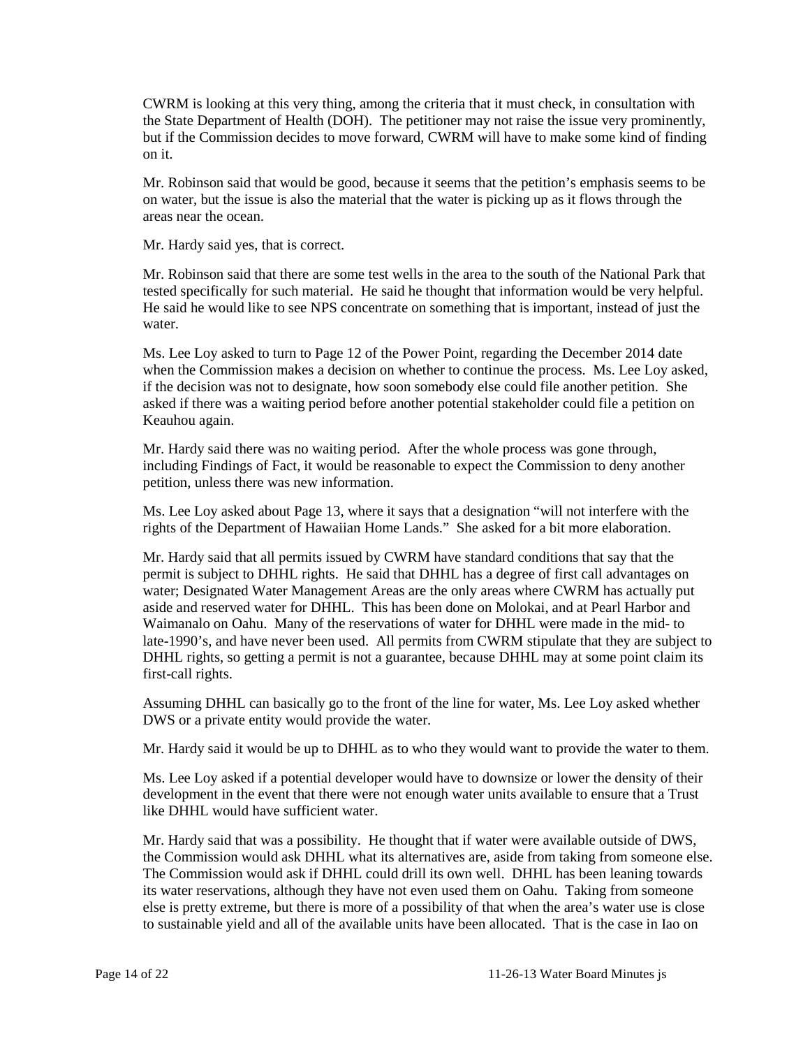CWRM is looking at this very thing, among the criteria that it must check, in consultation with the State Department of Health (DOH). The petitioner may not raise the issue very prominently, but if the Commission decides to move forward, CWRM will have to make some kind of finding on it.

Mr. Robinson said that would be good, because it seems that the petition's emphasis seems to be on water, but the issue is also the material that the water is picking up as it flows through the areas near the ocean.

Mr. Hardy said yes, that is correct.

Mr. Robinson said that there are some test wells in the area to the south of the National Park that tested specifically for such material. He said he thought that information would be very helpful. He said he would like to see NPS concentrate on something that is important, instead of just the water.

Ms. Lee Loy asked to turn to Page 12 of the Power Point, regarding the December 2014 date when the Commission makes a decision on whether to continue the process. Ms. Lee Loy asked, if the decision was not to designate, how soon somebody else could file another petition. She asked if there was a waiting period before another potential stakeholder could file a petition on Keauhou again.

Mr. Hardy said there was no waiting period. After the whole process was gone through, including Findings of Fact, it would be reasonable to expect the Commission to deny another petition, unless there was new information.

Ms. Lee Loy asked about Page 13, where it says that a designation "will not interfere with the rights of the Department of Hawaiian Home Lands." She asked for a bit more elaboration.

Mr. Hardy said that all permits issued by CWRM have standard conditions that say that the permit is subject to DHHL rights. He said that DHHL has a degree of first call advantages on water; Designated Water Management Areas are the only areas where CWRM has actually put aside and reserved water for DHHL. This has been done on Molokai, and at Pearl Harbor and Waimanalo on Oahu. Many of the reservations of water for DHHL were made in the mid- to late-1990's, and have never been used. All permits from CWRM stipulate that they are subject to DHHL rights, so getting a permit is not a guarantee, because DHHL may at some point claim its first-call rights.

Assuming DHHL can basically go to the front of the line for water, Ms. Lee Loy asked whether DWS or a private entity would provide the water.

Mr. Hardy said it would be up to DHHL as to who they would want to provide the water to them.

Ms. Lee Loy asked if a potential developer would have to downsize or lower the density of their development in the event that there were not enough water units available to ensure that a Trust like DHHL would have sufficient water.

Mr. Hardy said that was a possibility. He thought that if water were available outside of DWS, the Commission would ask DHHL what its alternatives are, aside from taking from someone else. The Commission would ask if DHHL could drill its own well. DHHL has been leaning towards its water reservations, although they have not even used them on Oahu. Taking from someone else is pretty extreme, but there is more of a possibility of that when the area's water use is close to sustainable yield and all of the available units have been allocated. That is the case in Iao on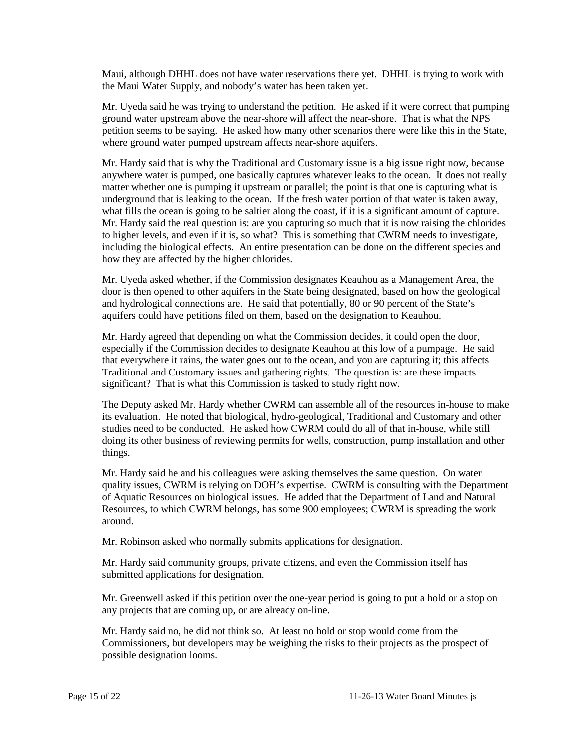Maui, although DHHL does not have water reservations there yet. DHHL is trying to work with the Maui Water Supply, and nobody's water has been taken yet.

Mr. Uyeda said he was trying to understand the petition. He asked if it were correct that pumping ground water upstream above the near-shore will affect the near-shore. That is what the NPS petition seems to be saying. He asked how many other scenarios there were like this in the State, where ground water pumped upstream affects near-shore aquifers.

Mr. Hardy said that is why the Traditional and Customary issue is a big issue right now, because anywhere water is pumped, one basically captures whatever leaks to the ocean. It does not really matter whether one is pumping it upstream or parallel; the point is that one is capturing what is underground that is leaking to the ocean. If the fresh water portion of that water is taken away, what fills the ocean is going to be saltier along the coast, if it is a significant amount of capture. Mr. Hardy said the real question is: are you capturing so much that it is now raising the chlorides to higher levels, and even if it is, so what? This is something that CWRM needs to investigate, including the biological effects. An entire presentation can be done on the different species and how they are affected by the higher chlorides.

Mr. Uyeda asked whether, if the Commission designates Keauhou as a Management Area, the door is then opened to other aquifers in the State being designated, based on how the geological and hydrological connections are. He said that potentially, 80 or 90 percent of the State's aquifers could have petitions filed on them, based on the designation to Keauhou.

Mr. Hardy agreed that depending on what the Commission decides, it could open the door, especially if the Commission decides to designate Keauhou at this low of a pumpage. He said that everywhere it rains, the water goes out to the ocean, and you are capturing it; this affects Traditional and Customary issues and gathering rights. The question is: are these impacts significant? That is what this Commission is tasked to study right now.

The Deputy asked Mr. Hardy whether CWRM can assemble all of the resources in-house to make its evaluation. He noted that biological, hydro-geological, Traditional and Customary and other studies need to be conducted. He asked how CWRM could do all of that in-house, while still doing its other business of reviewing permits for wells, construction, pump installation and other things.

Mr. Hardy said he and his colleagues were asking themselves the same question. On water quality issues, CWRM is relying on DOH's expertise. CWRM is consulting with the Department of Aquatic Resources on biological issues. He added that the Department of Land and Natural Resources, to which CWRM belongs, has some 900 employees; CWRM is spreading the work around.

Mr. Robinson asked who normally submits applications for designation.

Mr. Hardy said community groups, private citizens, and even the Commission itself has submitted applications for designation.

Mr. Greenwell asked if this petition over the one-year period is going to put a hold or a stop on any projects that are coming up, or are already on-line.

Mr. Hardy said no, he did not think so. At least no hold or stop would come from the Commissioners, but developers may be weighing the risks to their projects as the prospect of possible designation looms.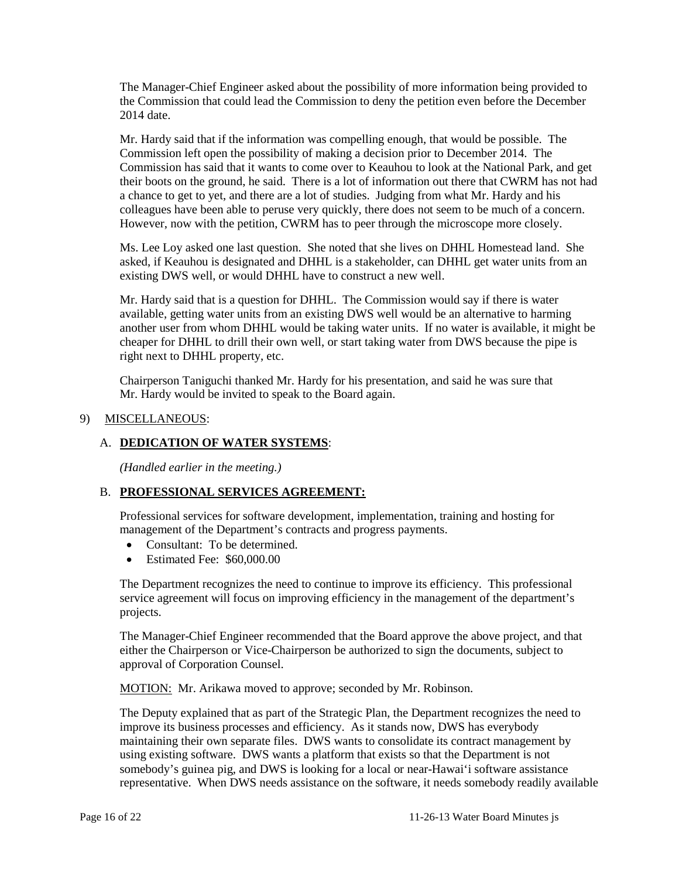The Manager-Chief Engineer asked about the possibility of more information being provided to the Commission that could lead the Commission to deny the petition even before the December 2014 date.

Mr. Hardy said that if the information was compelling enough, that would be possible. The Commission left open the possibility of making a decision prior to December 2014. The Commission has said that it wants to come over to Keauhou to look at the National Park, and get their boots on the ground, he said. There is a lot of information out there that CWRM has not had a chance to get to yet, and there are a lot of studies. Judging from what Mr. Hardy and his colleagues have been able to peruse very quickly, there does not seem to be much of a concern. However, now with the petition, CWRM has to peer through the microscope more closely.

Ms. Lee Loy asked one last question. She noted that she lives on DHHL Homestead land. She asked, if Keauhou is designated and DHHL is a stakeholder, can DHHL get water units from an existing DWS well, or would DHHL have to construct a new well.

Mr. Hardy said that is a question for DHHL. The Commission would say if there is water available, getting water units from an existing DWS well would be an alternative to harming another user from whom DHHL would be taking water units. If no water is available, it might be cheaper for DHHL to drill their own well, or start taking water from DWS because the pipe is right next to DHHL property, etc.

Chairperson Taniguchi thanked Mr. Hardy for his presentation, and said he was sure that Mr. Hardy would be invited to speak to the Board again.

9) MISCELLANEOUS:

A. **DEDICATION OF WATER SYSTEMS**:

*(Handled earlier in the meeting.)*

B. **PROFESSIONAL SERVICES AGREEMENT:**

Professional services for software development, implementation, training and hosting for management of the Department's contracts and progress payments.

- Consultant: To be determined.
- Estimated Fee: $60,000.00

The Department recognizes the need to continue to improve its efficiency. This professional service agreement will focus on improving efficiency in the management of the department's projects.

The Manager-Chief Engineer recommended that the Board approve the above project, and that either the Chairperson or Vice-Chairperson be authorized to sign the documents, subject to approval of Corporation Counsel.

MOTION: Mr. Arikawa moved to approve; seconded by Mr. Robinson.

The Deputy explained that as part of the Strategic Plan, the Department recognizes the need to improve its business processes and efficiency. As it stands now, DWS has everybody maintaining their own separate files. DWS wants to consolidate its contract management by using existing software. DWS wants a platform that exists so that the Department is not somebody's guinea pig, and DWS is looking for a local or near-Hawai'i software assistance representative. When DWS needs assistance on the software, it needs somebody readily available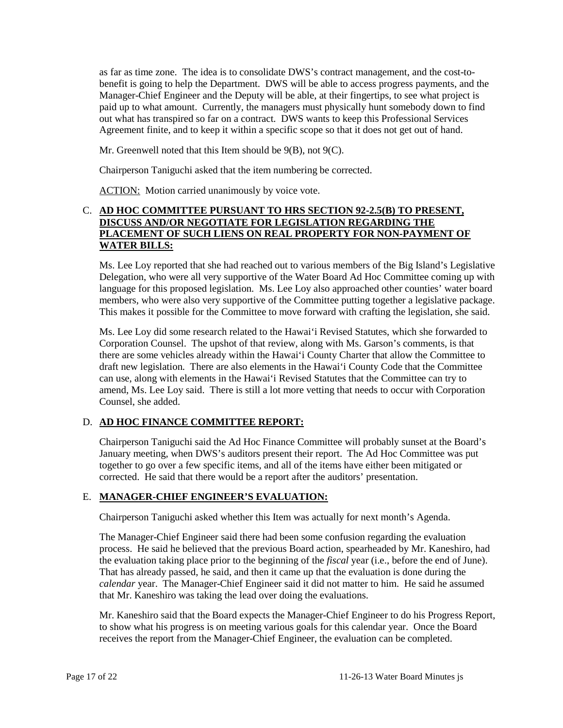as far as time zone. The idea is to consolidate DWS's contract management, and the cost-to-benefit is going to help the Department. DWS will be able to access progress payments, and the Manager-Chief Engineer and the Deputy will be able, at their fingertips, to see what project is paid up to what amount. Currently, the managers must physically hunt somebody down to find out what has transpired so far on a contract. DWS wants to keep this Professional Services Agreement finite, and to keep it within a specific scope so that it does not get out of hand.

Mr. Greenwell noted that this Item should be 9(B), not 9(C).

Chairperson Taniguchi asked that the item numbering be corrected.

<u>ACTION:</u> Motion carried unanimously by voice vote.

C. **<u>AD HOC COMMITTEE PURSUANT TO HRS SECTION 92-2.5(B) TO PRESENT, DISCUSS AND/OR NEGOTIATE FOR LEGISLATION REGARDING THE PLACEMENT OF SUCH LIENS ON REAL PROPERTY FOR NON-PAYMENT OF WATER BILLS:</u>**

Ms. Lee Loy reported that she had reached out to various members of the Big Island's Legislative Delegation, who were all very supportive of the Water Board Ad Hoc Committee coming up with language for this proposed legislation. Ms. Lee Loy also approached other counties' water board members, who were also very supportive of the Committee putting together a legislative package. This makes it possible for the Committee to move forward with crafting the legislation, she said.

Ms. Lee Loy did some research related to the Hawai'i Revised Statutes, which she forwarded to Corporation Counsel. The upshot of that review, along with Ms. Garson's comments, is that there are some vehicles already within the Hawai'i County Charter that allow the Committee to draft new legislation. There are also elements in the Hawai'i County Code that the Committee can use, along with elements in the Hawai'i Revised Statutes that the Committee can try to amend, Ms. Lee Loy said. There is still a lot more vetting that needs to occur with Corporation Counsel, she added.

D. **<u>AD HOC FINANCE COMMITTEE REPORT:</u>**

Chairperson Taniguchi said the Ad Hoc Finance Committee will probably sunset at the Board's January meeting, when DWS's auditors present their report. The Ad Hoc Committee was put together to go over a few specific items, and all of the items have either been mitigated or corrected. He said that there would be a report after the auditors' presentation.

E. **<u>MANAGER-CHIEF ENGINEER'S EVALUATION:</u>**

Chairperson Taniguchi asked whether this Item was actually for next month's Agenda.

The Manager-Chief Engineer said there had been some confusion regarding the evaluation process. He said he believed that the previous Board action, spearheaded by Mr. Kaneshiro, had the evaluation taking place prior to the beginning of the *fiscal* year (i.e., before the end of June). That has already passed, he said, and then it came up that the evaluation is done during the *calendar* year. The Manager-Chief Engineer said it did not matter to him. He said he assumed that Mr. Kaneshiro was taking the lead over doing the evaluations.

Mr. Kaneshiro said that the Board expects the Manager-Chief Engineer to do his Progress Report, to show what his progress is on meeting various goals for this calendar year. Once the Board receives the report from the Manager-Chief Engineer, the evaluation can be completed.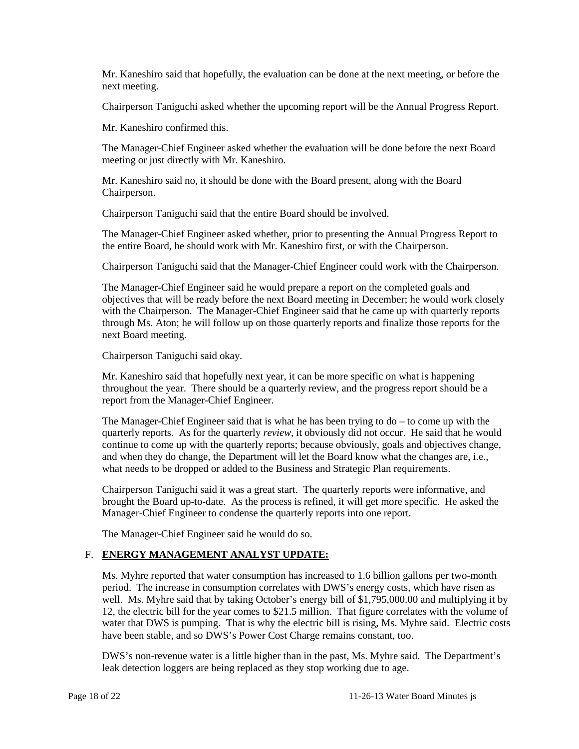Mr. Kaneshiro said that hopefully, the evaluation can be done at the next meeting, or before the next meeting.

Chairperson Taniguchi asked whether the upcoming report will be the Annual Progress Report.

Mr. Kaneshiro confirmed this.

The Manager-Chief Engineer asked whether the evaluation will be done before the next Board meeting or just directly with Mr. Kaneshiro.

Mr. Kaneshiro said no, it should be done with the Board present, along with the Board Chairperson.

Chairperson Taniguchi said that the entire Board should be involved.

The Manager-Chief Engineer asked whether, prior to presenting the Annual Progress Report to the entire Board, he should work with Mr. Kaneshiro first, or with the Chairperson.

Chairperson Taniguchi said that the Manager-Chief Engineer could work with the Chairperson.

The Manager-Chief Engineer said he would prepare a report on the completed goals and objectives that will be ready before the next Board meeting in December; he would work closely with the Chairperson. The Manager-Chief Engineer said that he came up with quarterly reports through Ms. Aton; he will follow up on those quarterly reports and finalize those reports for the next Board meeting.

Chairperson Taniguchi said okay.

Mr. Kaneshiro said that hopefully next year, it can be more specific on what is happening throughout the year. There should be a quarterly review, and the progress report should be a report from the Manager-Chief Engineer.

The Manager-Chief Engineer said that is what he has been trying to do – to come up with the quarterly reports. As for the quarterly *review*, it obviously did not occur. He said that he would continue to come up with the quarterly reports; because obviously, goals and objectives change, and when they do change, the Department will let the Board know what the changes are, i.e., what needs to be dropped or added to the Business and Strategic Plan requirements.

Chairperson Taniguchi said it was a great start. The quarterly reports were informative, and brought the Board up-to-date. As the process is refined, it will get more specific. He asked the Manager-Chief Engineer to condense the quarterly reports into one report.

The Manager-Chief Engineer said he would do so.

F. **ENERGY MANAGEMENT ANALYST UPDATE:**

Ms. Myhre reported that water consumption has increased to 1.6 billion gallons per two-month period. The increase in consumption correlates with DWS's energy costs, which have risen as well. Ms. Myhre said that by taking October's energy bill of $1,795,000.00 and multiplying it by 12, the electric bill for the year comes to $21.5 million. That figure correlates with the volume of water that DWS is pumping. That is why the electric bill is rising, Ms. Myhre said. Electric costs have been stable, and so DWS's Power Cost Charge remains constant, too.

DWS's non-revenue water is a little higher than in the past, Ms. Myhre said. The Department's leak detection loggers are being replaced as they stop working due to age.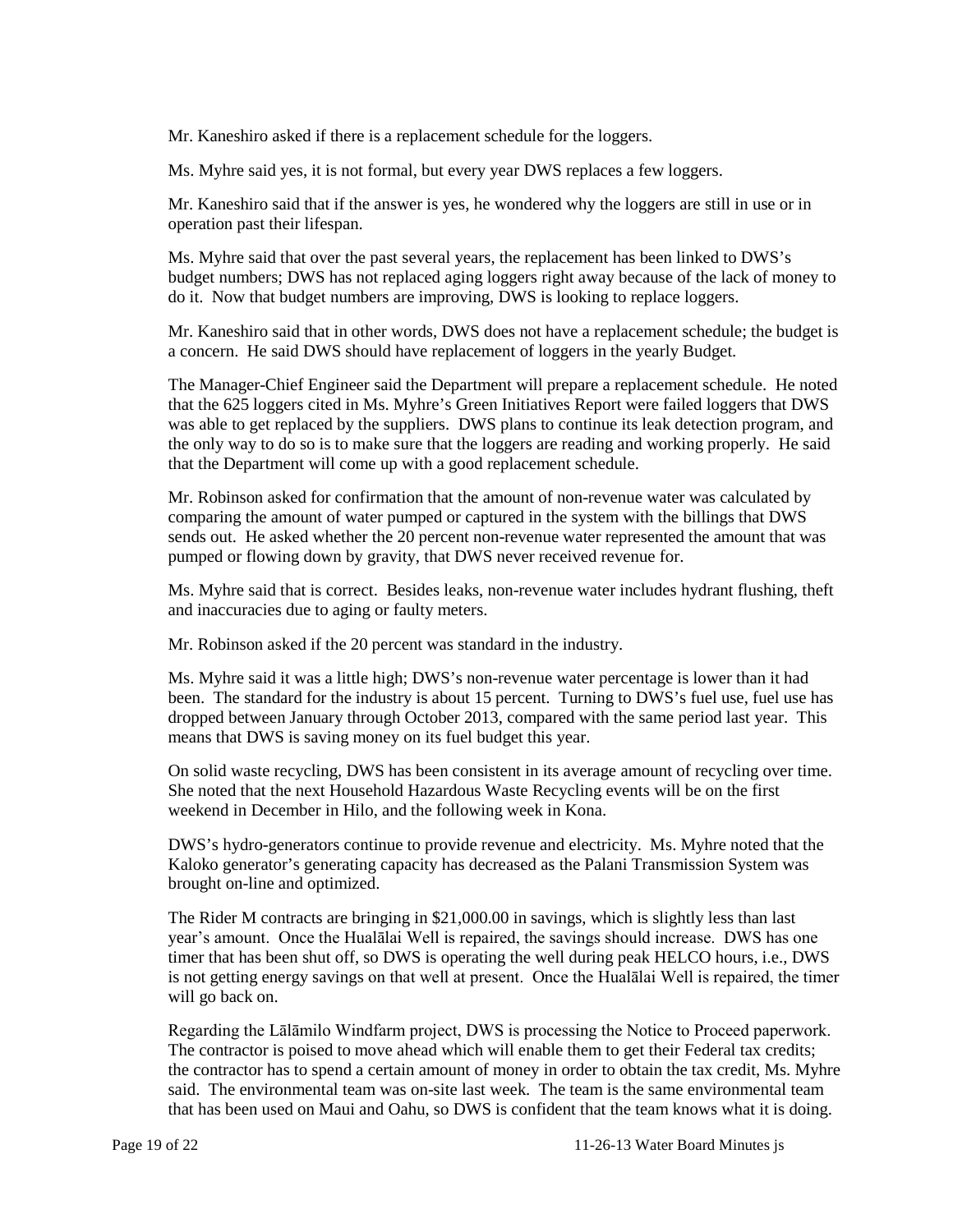Mr. Kaneshiro asked if there is a replacement schedule for the loggers.

Ms. Myhre said yes, it is not formal, but every year DWS replaces a few loggers.

Mr. Kaneshiro said that if the answer is yes, he wondered why the loggers are still in use or in operation past their lifespan.

Ms. Myhre said that over the past several years, the replacement has been linked to DWS's budget numbers; DWS has not replaced aging loggers right away because of the lack of money to do it. Now that budget numbers are improving, DWS is looking to replace loggers.

Mr. Kaneshiro said that in other words, DWS does not have a replacement schedule; the budget is a concern. He said DWS should have replacement of loggers in the yearly Budget.

The Manager-Chief Engineer said the Department will prepare a replacement schedule. He noted that the 625 loggers cited in Ms. Myhre's Green Initiatives Report were failed loggers that DWS was able to get replaced by the suppliers. DWS plans to continue its leak detection program, and the only way to do so is to make sure that the loggers are reading and working properly. He said that the Department will come up with a good replacement schedule.

Mr. Robinson asked for confirmation that the amount of non-revenue water was calculated by comparing the amount of water pumped or captured in the system with the billings that DWS sends out. He asked whether the 20 percent non-revenue water represented the amount that was pumped or flowing down by gravity, that DWS never received revenue for.

Ms. Myhre said that is correct. Besides leaks, non-revenue water includes hydrant flushing, theft and inaccuracies due to aging or faulty meters.

Mr. Robinson asked if the 20 percent was standard in the industry.

Ms. Myhre said it was a little high; DWS's non-revenue water percentage is lower than it had been. The standard for the industry is about 15 percent. Turning to DWS's fuel use, fuel use has dropped between January through October 2013, compared with the same period last year. This means that DWS is saving money on its fuel budget this year.

On solid waste recycling, DWS has been consistent in its average amount of recycling over time. She noted that the next Household Hazardous Waste Recycling events will be on the first weekend in December in Hilo, and the following week in Kona.

DWS's hydro-generators continue to provide revenue and electricity. Ms. Myhre noted that the Kaloko generator's generating capacity has decreased as the Palani Transmission System was brought on-line and optimized.

The Rider M contracts are bringing in $21,000.00 in savings, which is slightly less than last year's amount. Once the Hualālai Well is repaired, the savings should increase. DWS has one timer that has been shut off, so DWS is operating the well during peak HELCO hours, i.e., DWS is not getting energy savings on that well at present. Once the Hualālai Well is repaired, the timer will go back on.

Regarding the Lālāmilo Windfarm project, DWS is processing the Notice to Proceed paperwork. The contractor is poised to move ahead which will enable them to get their Federal tax credits; the contractor has to spend a certain amount of money in order to obtain the tax credit, Ms. Myhre said. The environmental team was on-site last week. The team is the same environmental team that has been used on Maui and Oahu, so DWS is confident that the team knows what it is doing.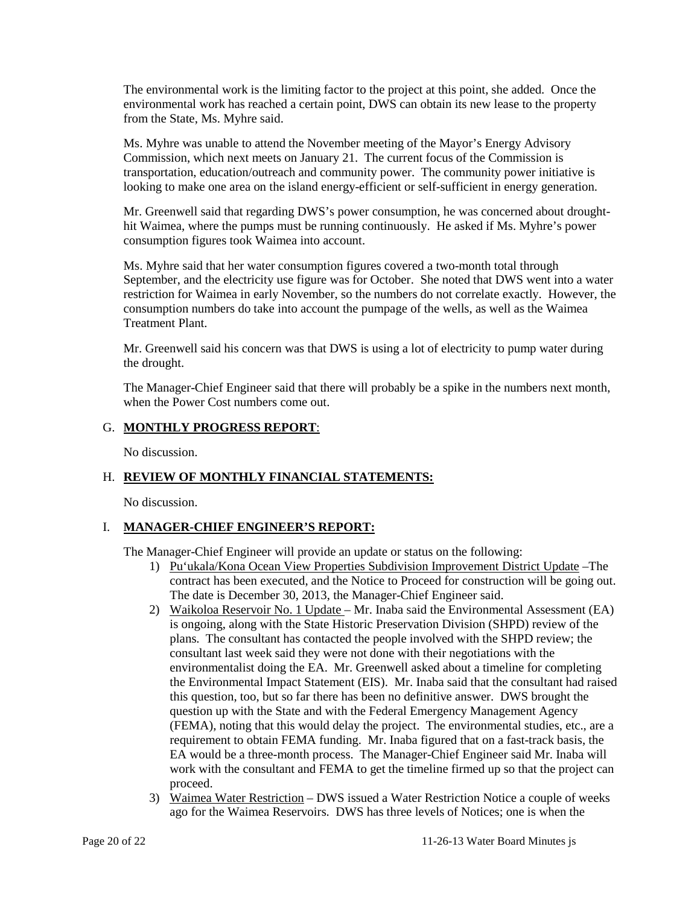The environmental work is the limiting factor to the project at this point, she added. Once the environmental work has reached a certain point, DWS can obtain its new lease to the property from the State, Ms. Myhre said.

Ms. Myhre was unable to attend the November meeting of the Mayor's Energy Advisory Commission, which next meets on January 21. The current focus of the Commission is transportation, education/outreach and community power. The community power initiative is looking to make one area on the island energy-efficient or self-sufficient in energy generation.

Mr. Greenwell said that regarding DWS's power consumption, he was concerned about drought-hit Waimea, where the pumps must be running continuously. He asked if Ms. Myhre's power consumption figures took Waimea into account.

Ms. Myhre said that her water consumption figures covered a two-month total through September, and the electricity use figure was for October. She noted that DWS went into a water restriction for Waimea in early November, so the numbers do not correlate exactly. However, the consumption numbers do take into account the pumpage of the wells, as well as the Waimea Treatment Plant.

Mr. Greenwell said his concern was that DWS is using a lot of electricity to pump water during the drought.

The Manager-Chief Engineer said that there will probably be a spike in the numbers next month, when the Power Cost numbers come out.

## G. **MONTHLY PROGRESS REPORT**:

No discussion.

## H. **REVIEW OF MONTHLY FINANCIAL STATEMENTS:**

No discussion.

## I. **MANAGER-CHIEF ENGINEER'S REPORT:**

The Manager-Chief Engineer will provide an update or status on the following:

1) Pu'ukala/Kona Ocean View Properties Subdivision Improvement District Update –The contract has been executed, and the Notice to Proceed for construction will be going out. The date is December 30, 2013, the Manager-Chief Engineer said.
2) Waikoloa Reservoir No. 1 Update – Mr. Inaba said the Environmental Assessment (EA) is ongoing, along with the State Historic Preservation Division (SHPD) review of the plans. The consultant has contacted the people involved with the SHPD review; the consultant last week said they were not done with their negotiations with the environmentalist doing the EA. Mr. Greenwell asked about a timeline for completing the Environmental Impact Statement (EIS). Mr. Inaba said that the consultant had raised this question, too, but so far there has been no definitive answer. DWS brought the question up with the State and with the Federal Emergency Management Agency (FEMA), noting that this would delay the project. The environmental studies, etc., are a requirement to obtain FEMA funding. Mr. Inaba figured that on a fast-track basis, the EA would be a three-month process. The Manager-Chief Engineer said Mr. Inaba will work with the consultant and FEMA to get the timeline firmed up so that the project can proceed.
3) Waimea Water Restriction – DWS issued a Water Restriction Notice a couple of weeks ago for the Waimea Reservoirs. DWS has three levels of Notices; one is when the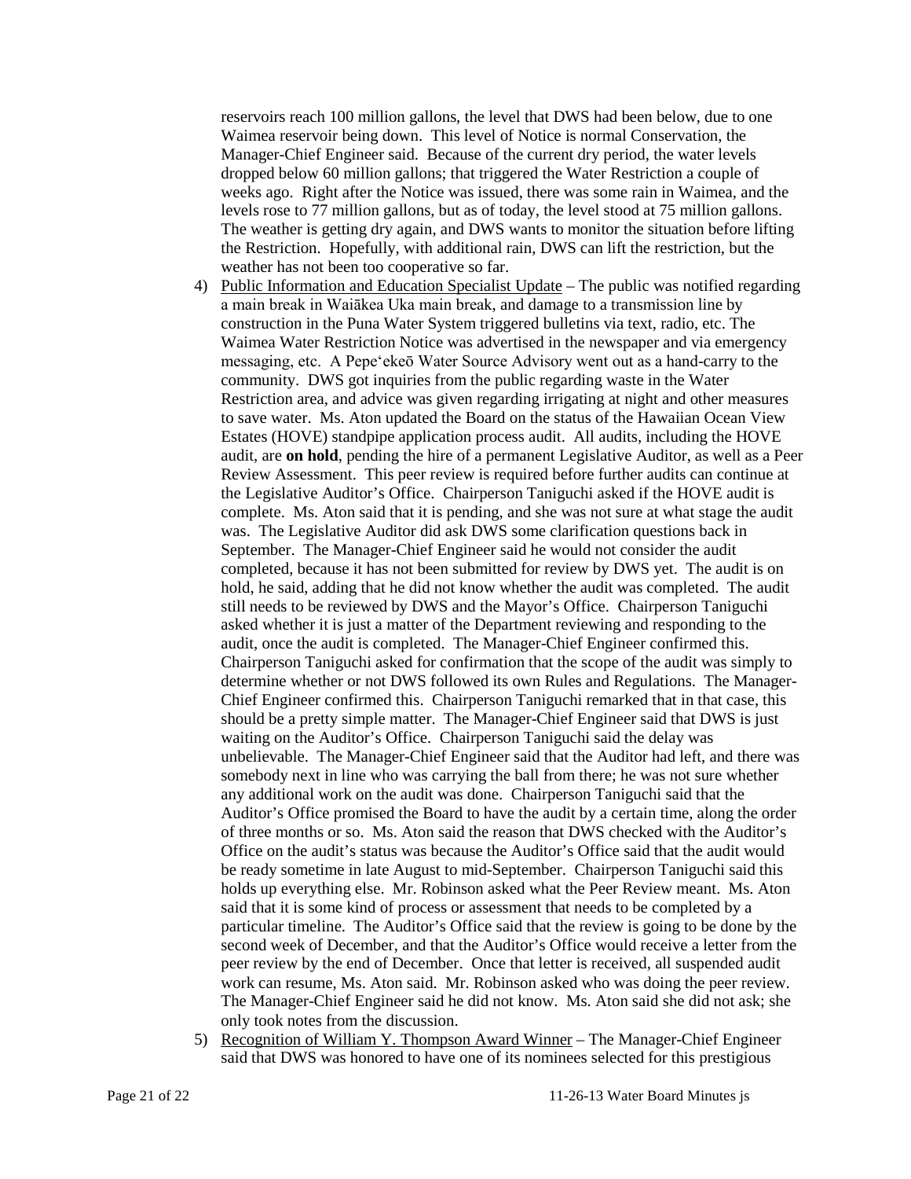reservoirs reach 100 million gallons, the level that DWS had been below, due to one Waimea reservoir being down. This level of Notice is normal Conservation, the Manager-Chief Engineer said. Because of the current dry period, the water levels dropped below 60 million gallons; that triggered the Water Restriction a couple of weeks ago. Right after the Notice was issued, there was some rain in Waimea, and the levels rose to 77 million gallons, but as of today, the level stood at 75 million gallons. The weather is getting dry again, and DWS wants to monitor the situation before lifting the Restriction. Hopefully, with additional rain, DWS can lift the restriction, but the weather has not been too cooperative so far.

4) Public Information and Education Specialist Update – The public was notified regarding a main break in Waiākea Uka main break, and damage to a transmission line by construction in the Puna Water System triggered bulletins via text, radio, etc. The Waimea Water Restriction Notice was advertised in the newspaper and via emergency messaging, etc. A Pepe'ekeō Water Source Advisory went out as a hand-carry to the community. DWS got inquiries from the public regarding waste in the Water Restriction area, and advice was given regarding irrigating at night and other measures to save water. Ms. Aton updated the Board on the status of the Hawaiian Ocean View Estates (HOVE) standpipe application process audit. All audits, including the HOVE audit, are **on hold**, pending the hire of a permanent Legislative Auditor, as well as a Peer Review Assessment. This peer review is required before further audits can continue at the Legislative Auditor's Office. Chairperson Taniguchi asked if the HOVE audit is complete. Ms. Aton said that it is pending, and she was not sure at what stage the audit was. The Legislative Auditor did ask DWS some clarification questions back in September. The Manager-Chief Engineer said he would not consider the audit completed, because it has not been submitted for review by DWS yet. The audit is on hold, he said, adding that he did not know whether the audit was completed. The audit still needs to be reviewed by DWS and the Mayor's Office. Chairperson Taniguchi asked whether it is just a matter of the Department reviewing and responding to the audit, once the audit is completed. The Manager-Chief Engineer confirmed this. Chairperson Taniguchi asked for confirmation that the scope of the audit was simply to determine whether or not DWS followed its own Rules and Regulations. The Manager-Chief Engineer confirmed this. Chairperson Taniguchi remarked that in that case, this should be a pretty simple matter. The Manager-Chief Engineer said that DWS is just waiting on the Auditor's Office. Chairperson Taniguchi said the delay was unbelievable. The Manager-Chief Engineer said that the Auditor had left, and there was somebody next in line who was carrying the ball from there; he was not sure whether any additional work on the audit was done. Chairperson Taniguchi said that the Auditor's Office promised the Board to have the audit by a certain time, along the order of three months or so. Ms. Aton said the reason that DWS checked with the Auditor's Office on the audit's status was because the Auditor's Office said that the audit would be ready sometime in late August to mid-September. Chairperson Taniguchi said this holds up everything else. Mr. Robinson asked what the Peer Review meant. Ms. Aton said that it is some kind of process or assessment that needs to be completed by a particular timeline. The Auditor's Office said that the review is going to be done by the second week of December, and that the Auditor's Office would receive a letter from the peer review by the end of December. Once that letter is received, all suspended audit work can resume, Ms. Aton said. Mr. Robinson asked who was doing the peer review. The Manager-Chief Engineer said he did not know. Ms. Aton said she did not ask; she only took notes from the discussion.

5) Recognition of William Y. Thompson Award Winner – The Manager-Chief Engineer said that DWS was honored to have one of its nominees selected for this prestigious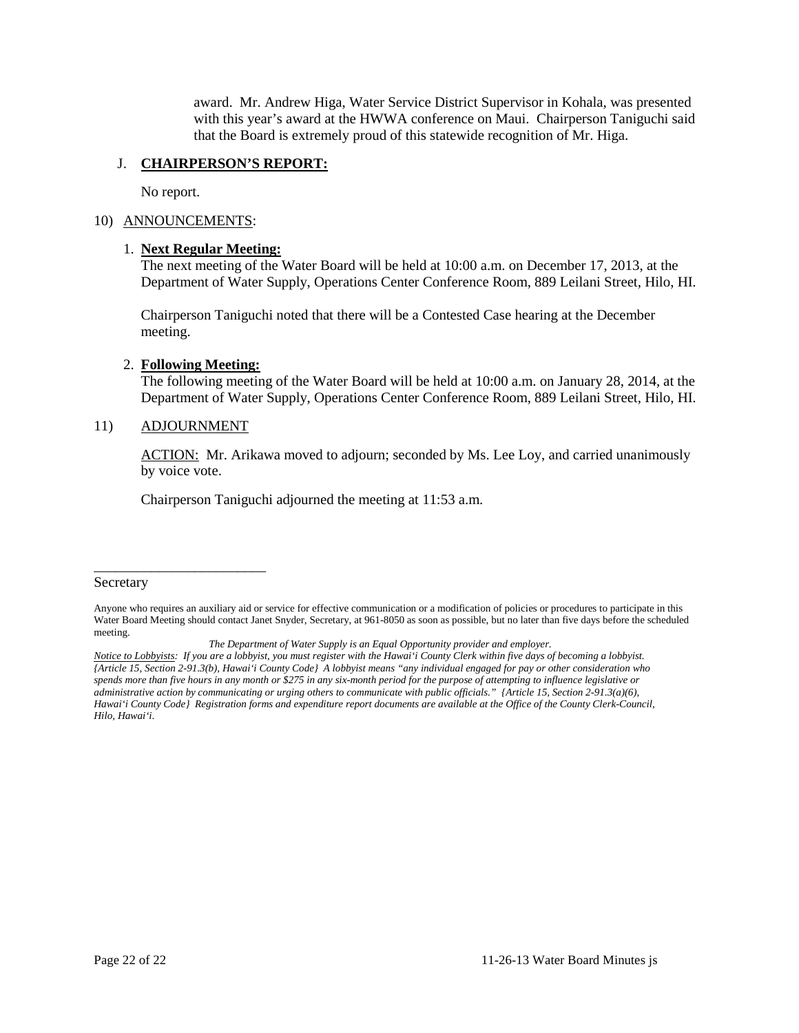award. Mr. Andrew Higa, Water Service District Supervisor in Kohala, was presented with this year's award at the HWWA conference on Maui. Chairperson Taniguchi said that the Board is extremely proud of this statewide recognition of Mr. Higa.

J. **CHAIRPERSON'S REPORT:**

No report.

10) ANNOUNCEMENTS:

1. **Next Regular Meeting:**
The next meeting of the Water Board will be held at 10:00 a.m. on December 17, 2013, at the Department of Water Supply, Operations Center Conference Room, 889 Leilani Street, Hilo, HI.

Chairperson Taniguchi noted that there will be a Contested Case hearing at the December meeting.

2. **Following Meeting:**
The following meeting of the Water Board will be held at 10:00 a.m. on January 28, 2014, at the Department of Water Supply, Operations Center Conference Room, 889 Leilani Street, Hilo, HI.

11) ADJOURNMENT

ACTION: Mr. Arikawa moved to adjourn; seconded by Ms. Lee Loy, and carried unanimously by voice vote.

Chairperson Taniguchi adjourned the meeting at 11:53 a.m.

\_\_\_\_\_\_\_\_\_\_\_\_\_\_\_\_\_\_\_\_\_\_\_\_\_\_
Secretary

Anyone who requires an auxiliary aid or service for effective communication or a modification of policies or procedures to participate in this Water Board Meeting should contact Janet Snyder, Secretary, at 961-8050 as soon as possible, but no later than five days before the scheduled meeting.

*The Department of Water Supply is an Equal Opportunity provider and employer.*

*Notice to Lobbyists: If you are a lobbyist, you must register with the Hawai'i County Clerk within five days of becoming a lobbyist. {Article 15, Section 2-91.3(b), Hawai'i County Code} A lobbyist means "any individual engaged for pay or other consideration who spends more than five hours in any month or $275 in any six-month period for the purpose of attempting to influence legislative or administrative action by communicating or urging others to communicate with public officials." {Article 15, Section 2-91.3(a)(6), Hawai'i County Code} Registration forms and expenditure report documents are available at the Office of the County Clerk-Council, Hilo, Hawai'i.*